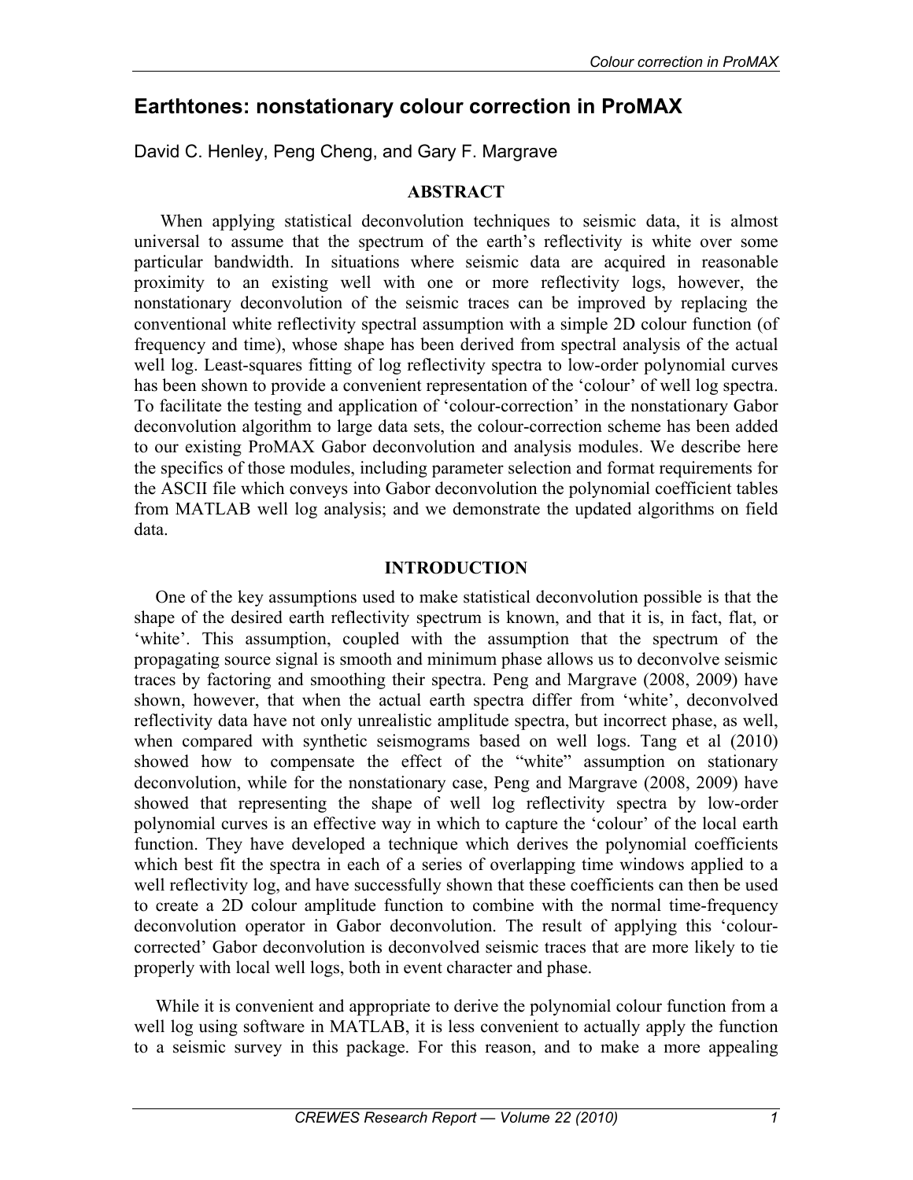# Earthtones: nonstationary colour correction in ProMAX

David C. Henley, Peng Cheng, and Gary F. Margrave

## ABSTRACT

When applying statistical deconvolution techniques to seismic data, it is almost universal to assume that the spectrum of the earth's reflectivity is white over some particular bandwidth. In situations where seismic data are acquired in reasonable proximity to an existing well with one or more reflectivity logs, however, the nonstationary deconvolution of the seismic traces can be improved by replacing the conventional white reflectivity spectral assumption with a simple 2D colour function (of frequency and time), whose shape has been derived from spectral analysis of the actual well log. Least-squares fitting of log reflectivity spectra to low-order polynomial curves has been shown to provide a convenient representation of the 'colour' of well log spectra. To facilitate the testing and application of 'colour-correction' in the nonstationary Gabor deconvolution algorithm to large data sets, the colour-correction scheme has been added to our existing ProMAX Gabor deconvolution and analysis modules. We describe here the specifics of those modules, including parameter selection and format requirements for the ASCII file which conveys into Gabor deconvolution the polynomial coefficient tables from MATLAB well log analysis; and we demonstrate the updated algorithms on field data.

## INTRODUCTION

One of the key assumptions used to make statistical deconvolution possible is that the shape of the desired earth reflectivity spectrum is known, and that it is, in fact, flat, or 'white'. This assumption, coupled with the assumption that the spectrum of the propagating source signal is smooth and minimum phase allows us to deconvolve seismic traces by factoring and smoothing their spectra. Peng and Margrave (2008, 2009) have shown, however, that when the actual earth spectra differ from 'white', deconvolved reflectivity data have not only unrealistic amplitude spectra, but incorrect phase, as well, when compared with synthetic seismograms based on well logs. Tang et al (2010) showed how to compensate the effect of the "white" assumption on stationary deconvolution, while for the nonstationary case, Peng and Margrave (2008, 2009) have showed that representing the shape of well log reflectivity spectra by low-order polynomial curves is an effective way in which to capture the 'colour' of the local earth function. They have developed a technique which derives the polynomial coefficients which best fit the spectra in each of a series of overlapping time windows applied to a well reflectivity log, and have successfully shown that these coefficients can then be used to create a 2D colour amplitude function to combine with the normal time-frequency deconvolution operator in Gabor deconvolution. The result of applying this 'colour-corrected' Gabor deconvolution is deconvolved seismic traces that are more likely to tie properly with local well logs, both in event character and phase.

While it is convenient and appropriate to derive the polynomial colour function from a well log using software in MATLAB, it is less convenient to actually apply the function to a seismic survey in this package. For this reason, and to make a more appealing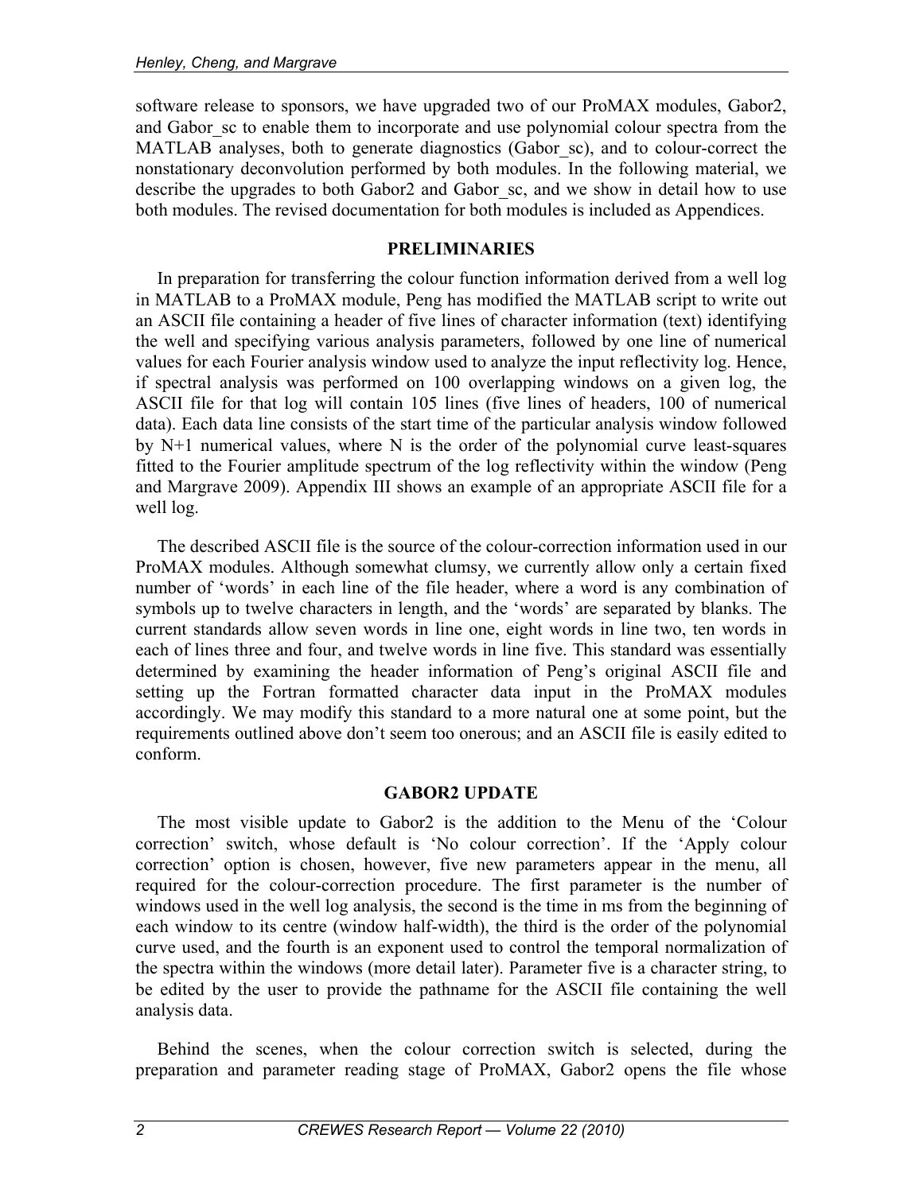software release to sponsors, we have upgraded two of our ProMAX modules, Gabor2, and Gabor_sc to enable them to incorporate and use polynomial colour spectra from the MATLAB analyses, both to generate diagnostics (Gabor_sc), and to colour-correct the nonstationary deconvolution performed by both modules. In the following material, we describe the upgrades to both Gabor2 and Gabor_sc, and we show in detail how to use both modules. The revised documentation for both modules is included as Appendices.

## PRELIMINARIES

In preparation for transferring the colour function information derived from a well log in MATLAB to a ProMAX module, Peng has modified the MATLAB script to write out an ASCII file containing a header of five lines of character information (text) identifying the well and specifying various analysis parameters, followed by one line of numerical values for each Fourier analysis window used to analyze the input reflectivity log. Hence, if spectral analysis was performed on 100 overlapping windows on a given log, the ASCII file for that log will contain 105 lines (five lines of headers, 100 of numerical data). Each data line consists of the start time of the particular analysis window followed by N+1 numerical values, where N is the order of the polynomial curve least-squares fitted to the Fourier amplitude spectrum of the log reflectivity within the window (Peng and Margrave 2009). Appendix III shows an example of an appropriate ASCII file for a well log.

The described ASCII file is the source of the colour-correction information used in our ProMAX modules. Although somewhat clumsy, we currently allow only a certain fixed number of 'words' in each line of the file header, where a word is any combination of symbols up to twelve characters in length, and the 'words' are separated by blanks. The current standards allow seven words in line one, eight words in line two, ten words in each of lines three and four, and twelve words in line five. This standard was essentially determined by examining the header information of Peng's original ASCII file and setting up the Fortran formatted character data input in the ProMAX modules accordingly. We may modify this standard to a more natural one at some point, but the requirements outlined above don't seem too onerous; and an ASCII file is easily edited to conform.

## GABOR2 UPDATE

The most visible update to Gabor2 is the addition to the Menu of the 'Colour correction' switch, whose default is 'No colour correction'. If the 'Apply colour correction' option is chosen, however, five new parameters appear in the menu, all required for the colour-correction procedure. The first parameter is the number of windows used in the well log analysis, the second is the time in ms from the beginning of each window to its centre (window half-width), the third is the order of the polynomial curve used, and the fourth is an exponent used to control the temporal normalization of the spectra within the windows (more detail later). Parameter five is a character string, to be edited by the user to provide the pathname for the ASCII file containing the well analysis data.

Behind the scenes, when the colour correction switch is selected, during the preparation and parameter reading stage of ProMAX, Gabor2 opens the file whose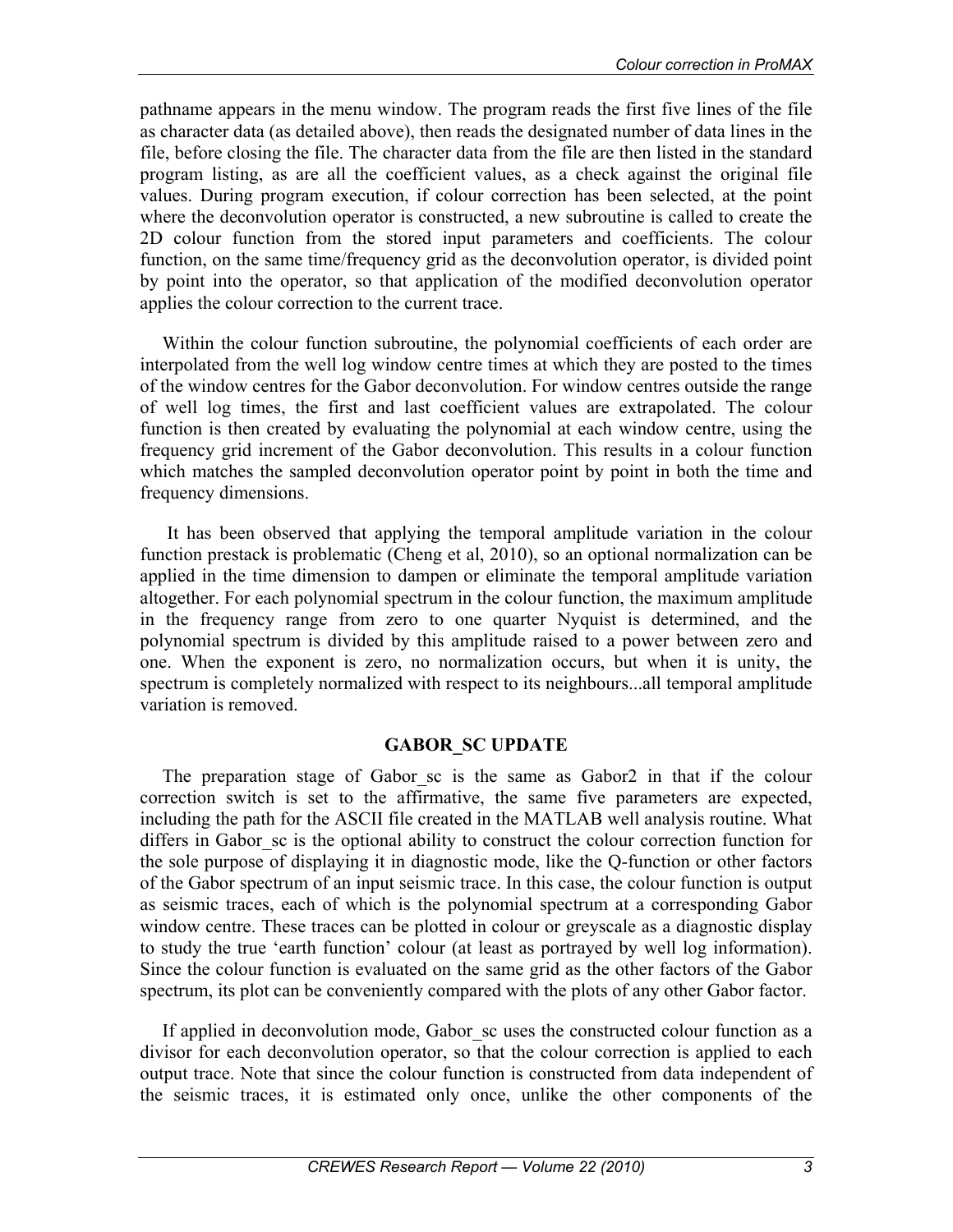pathname appears in the menu window. The program reads the first five lines of the file as character data (as detailed above), then reads the designated number of data lines in the file, before closing the file. The character data from the file are then listed in the standard program listing, as are all the coefficient values, as a check against the original file values. During program execution, if colour correction has been selected, at the point where the deconvolution operator is constructed, a new subroutine is called to create the 2D colour function from the stored input parameters and coefficients. The colour function, on the same time/frequency grid as the deconvolution operator, is divided point by point into the operator, so that application of the modified deconvolution operator applies the colour correction to the current trace.

Within the colour function subroutine, the polynomial coefficients of each order are interpolated from the well log window centre times at which they are posted to the times of the window centres for the Gabor deconvolution. For window centres outside the range of well log times, the first and last coefficient values are extrapolated. The colour function is then created by evaluating the polynomial at each window centre, using the frequency grid increment of the Gabor deconvolution. This results in a colour function which matches the sampled deconvolution operator point by point in both the time and frequency dimensions.

It has been observed that applying the temporal amplitude variation in the colour function prestack is problematic (Cheng et al, 2010), so an optional normalization can be applied in the time dimension to dampen or eliminate the temporal amplitude variation altogether. For each polynomial spectrum in the colour function, the maximum amplitude in the frequency range from zero to one quarter Nyquist is determined, and the polynomial spectrum is divided by this amplitude raised to a power between zero and one. When the exponent is zero, no normalization occurs, but when it is unity, the spectrum is completely normalized with respect to its neighbours...all temporal amplitude variation is removed.

## GABOR_SC UPDATE

The preparation stage of Gabor_sc is the same as Gabor2 in that if the colour correction switch is set to the affirmative, the same five parameters are expected, including the path for the ASCII file created in the MATLAB well analysis routine. What differs in Gabor_sc is the optional ability to construct the colour correction function for the sole purpose of displaying it in diagnostic mode, like the Q-function or other factors of the Gabor spectrum of an input seismic trace. In this case, the colour function is output as seismic traces, each of which is the polynomial spectrum at a corresponding Gabor window centre. These traces can be plotted in colour or greyscale as a diagnostic display to study the true 'earth function' colour (at least as portrayed by well log information). Since the colour function is evaluated on the same grid as the other factors of the Gabor spectrum, its plot can be conveniently compared with the plots of any other Gabor factor.

If applied in deconvolution mode, Gabor_sc uses the constructed colour function as a divisor for each deconvolution operator, so that the colour correction is applied to each output trace. Note that since the colour function is constructed from data independent of the seismic traces, it is estimated only once, unlike the other components of the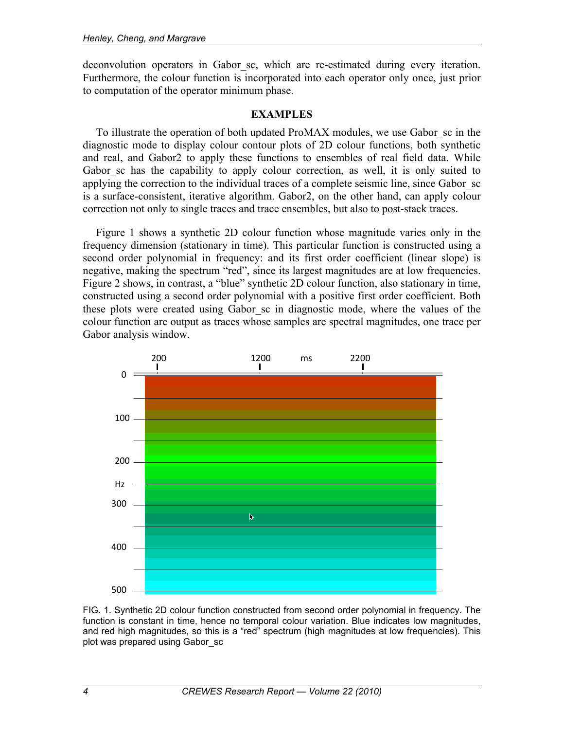deconvolution operators in Gabor_sc, which are re-estimated during every iteration. Furthermore, the colour function is incorporated into each operator only once, just prior to computation of the operator minimum phase.

## EXAMPLES

To illustrate the operation of both updated ProMAX modules, we use Gabor_sc in the diagnostic mode to display colour contour plots of 2D colour functions, both synthetic and real, and Gabor2 to apply these functions to ensembles of real field data. While Gabor_sc has the capability to apply colour correction, as well, it is only suited to applying the correction to the individual traces of a complete seismic line, since Gabor_sc is a surface-consistent, iterative algorithm. Gabor2, on the other hand, can apply colour correction not only to single traces and trace ensembles, but also to post-stack traces.

Figure 1 shows a synthetic 2D colour function whose magnitude varies only in the frequency dimension (stationary in time). This particular function is constructed using a second order polynomial in frequency: and its first order coefficient (linear slope) is negative, making the spectrum "red", since its largest magnitudes are at low frequencies. Figure 2 shows, in contrast, a "blue" synthetic 2D colour function, also stationary in time, constructed using a second order polynomial with a positive first order coefficient. Both these plots were created using Gabor_sc in diagnostic mode, where the values of the colour function are output as traces whose samples are spectral magnitudes, one trace per Gabor analysis window.

FIG. 1. Synthetic 2D colour function constructed from second order polynomial in frequency. The function is constant in time, hence no temporal colour variation. Blue indicates low magnitudes, and red high magnitudes, so this is a "red" spectrum (high magnitudes at low frequencies). This plot was prepared using Gabor_sc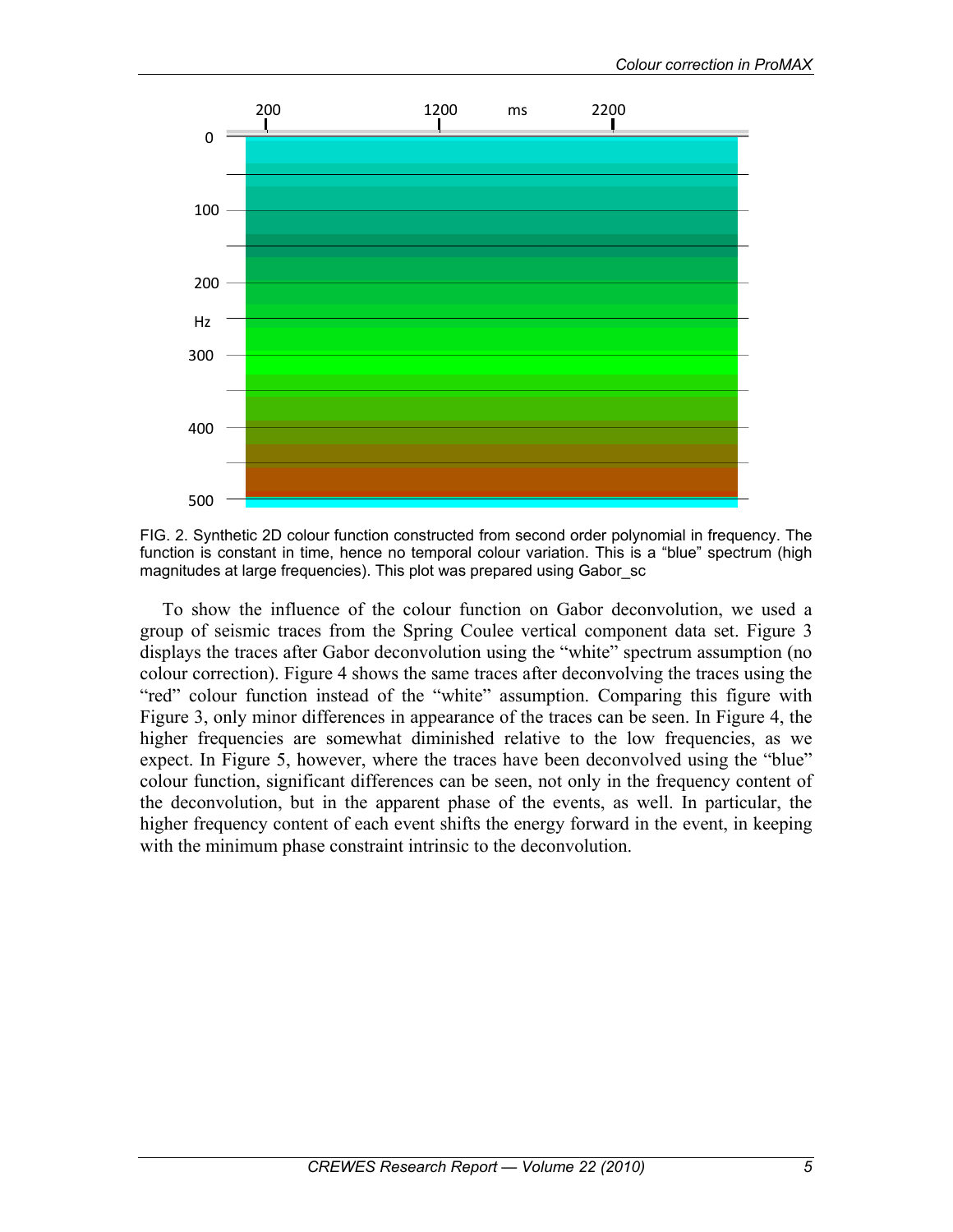FIG. 2. Synthetic 2D colour function constructed from second order polynomial in frequency. The function is constant in time, hence no temporal colour variation. This is a "blue" spectrum (high magnitudes at large frequencies). This plot was prepared using Gabor_sc

To show the influence of the colour function on Gabor deconvolution, we used a group of seismic traces from the Spring Coulee vertical component data set. Figure 3 displays the traces after Gabor deconvolution using the "white" spectrum assumption (no colour correction). Figure 4 shows the same traces after deconvolving the traces using the "red" colour function instead of the "white" assumption. Comparing this figure with Figure 3, only minor differences in appearance of the traces can be seen. In Figure 4, the higher frequencies are somewhat diminished relative to the low frequencies, as we expect. In Figure 5, however, where the traces have been deconvolved using the "blue" colour function, significant differences can be seen, not only in the frequency content of the deconvolution, but in the apparent phase of the events, as well. In particular, the higher frequency content of each event shifts the energy forward in the event, in keeping with the minimum phase constraint intrinsic to the deconvolution.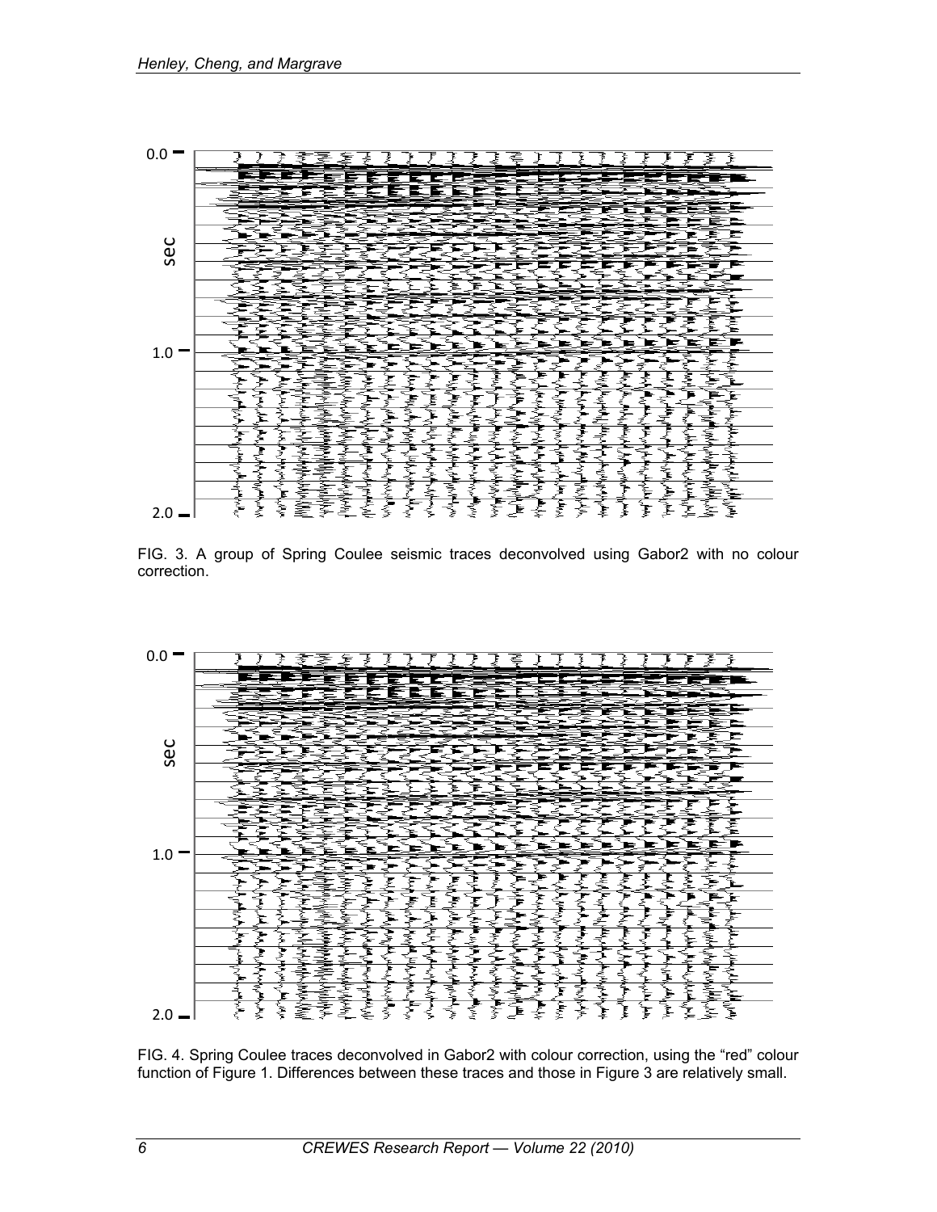FIG. 3. A group of Spring Coulee seismic traces deconvolved using Gabor2 with no colour correction.

FIG. 4. Spring Coulee traces deconvolved in Gabor2 with colour correction, using the "red" colour function of Figure 1. Differences between these traces and those in Figure 3 are relatively small.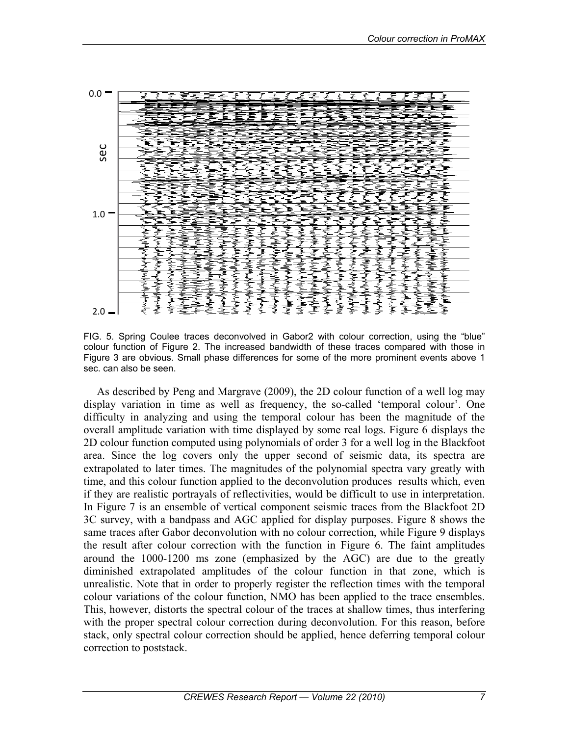FIG. 5. Spring Coulee traces deconvolved in Gabor2 with colour correction, using the "blue" colour function of Figure 2. The increased bandwidth of these traces compared with those in Figure 3 are obvious. Small phase differences for some of the more prominent events above 1 sec. can also be seen.

As described by Peng and Margrave (2009), the 2D colour function of a well log may display variation in time as well as frequency, the so-called 'temporal colour'. One difficulty in analyzing and using the temporal colour has been the magnitude of the overall amplitude variation with time displayed by some real logs. Figure 6 displays the 2D colour function computed using polynomials of order 3 for a well log in the Blackfoot area. Since the log covers only the upper second of seismic data, its spectra are extrapolated to later times. The magnitudes of the polynomial spectra vary greatly with time, and this colour function applied to the deconvolution produces results which, even if they are realistic portrayals of reflectivities, would be difficult to use in interpretation. In Figure 7 is an ensemble of vertical component seismic traces from the Blackfoot 2D 3C survey, with a bandpass and AGC applied for display purposes. Figure 8 shows the same traces after Gabor deconvolution with no colour correction, while Figure 9 displays the result after colour correction with the function in Figure 6. The faint amplitudes around the 1000-1200 ms zone (emphasized by the AGC) are due to the greatly diminished extrapolated amplitudes of the colour function in that zone, which is unrealistic. Note that in order to properly register the reflection times with the temporal colour variations of the colour function, NMO has been applied to the trace ensembles. This, however, distorts the spectral colour of the traces at shallow times, thus interfering with the proper spectral colour correction during deconvolution. For this reason, before stack, only spectral colour correction should be applied, hence deferring temporal colour correction to poststack.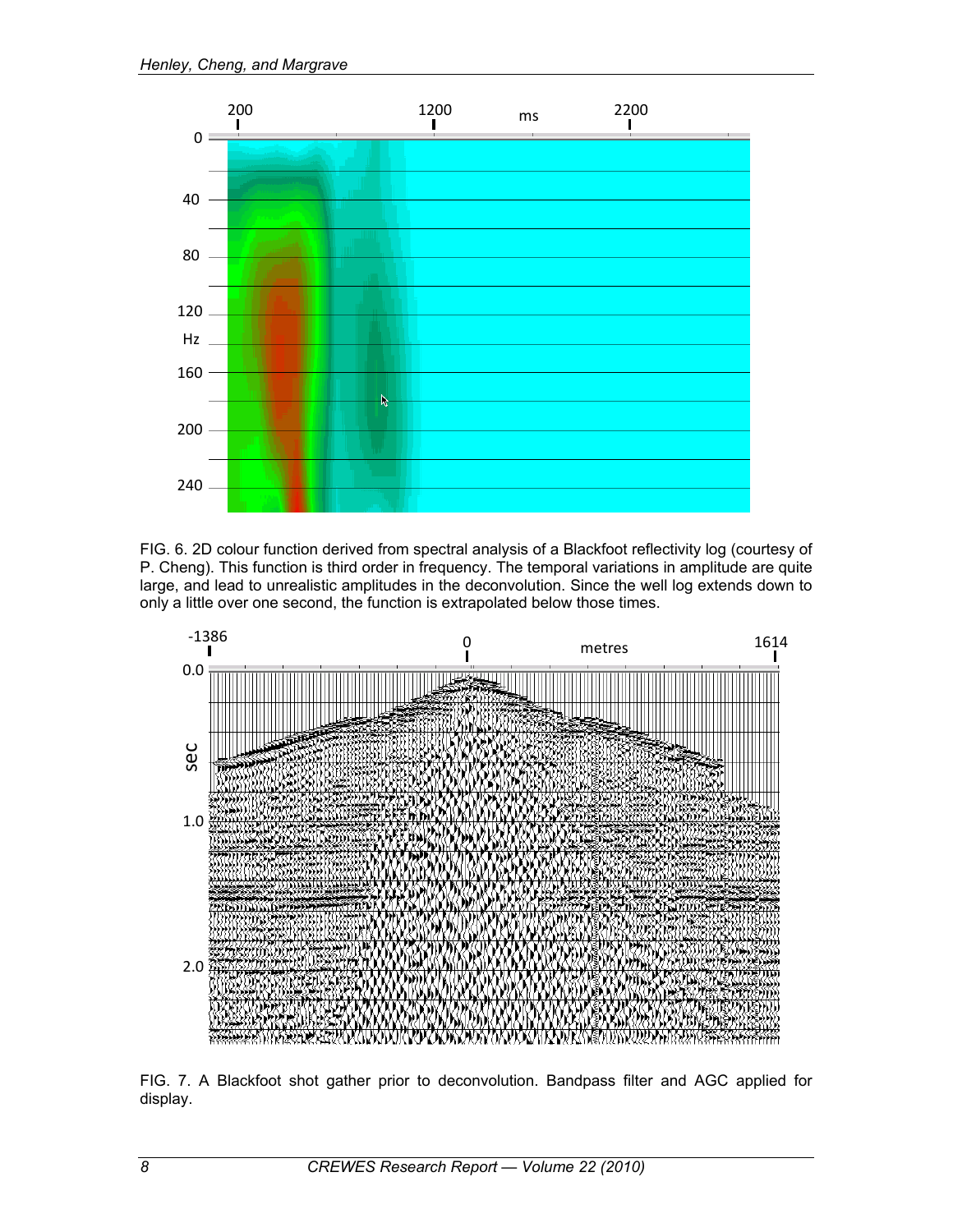FIG. 6. 2D colour function derived from spectral analysis of a Blackfoot reflectivity log (courtesy of P. Cheng). This function is third order in frequency. The temporal variations in amplitude are quite large, and lead to unrealistic amplitudes in the deconvolution. Since the well log extends down to only a little over one second, the function is extrapolated below those times.

FIG. 7. A Blackfoot shot gather prior to deconvolution. Bandpass filter and AGC applied for display.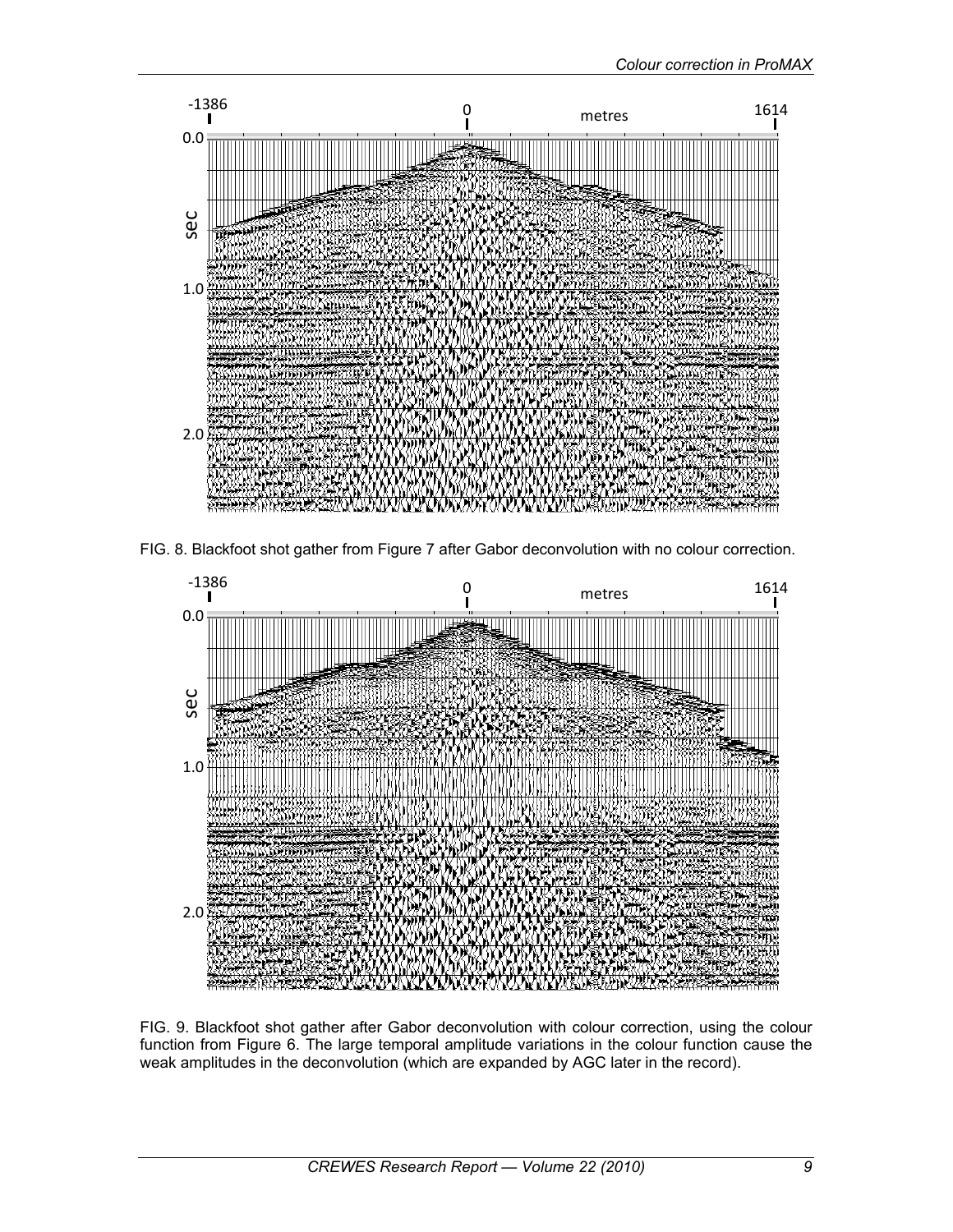FIG. 8. Blackfoot shot gather from Figure 7 after Gabor deconvolution with no colour correction.

FIG. 9. Blackfoot shot gather after Gabor deconvolution with colour correction, using the colour function from Figure 6. The large temporal amplitude variations in the colour function cause the weak amplitudes in the deconvolution (which are expanded by AGC later in the record).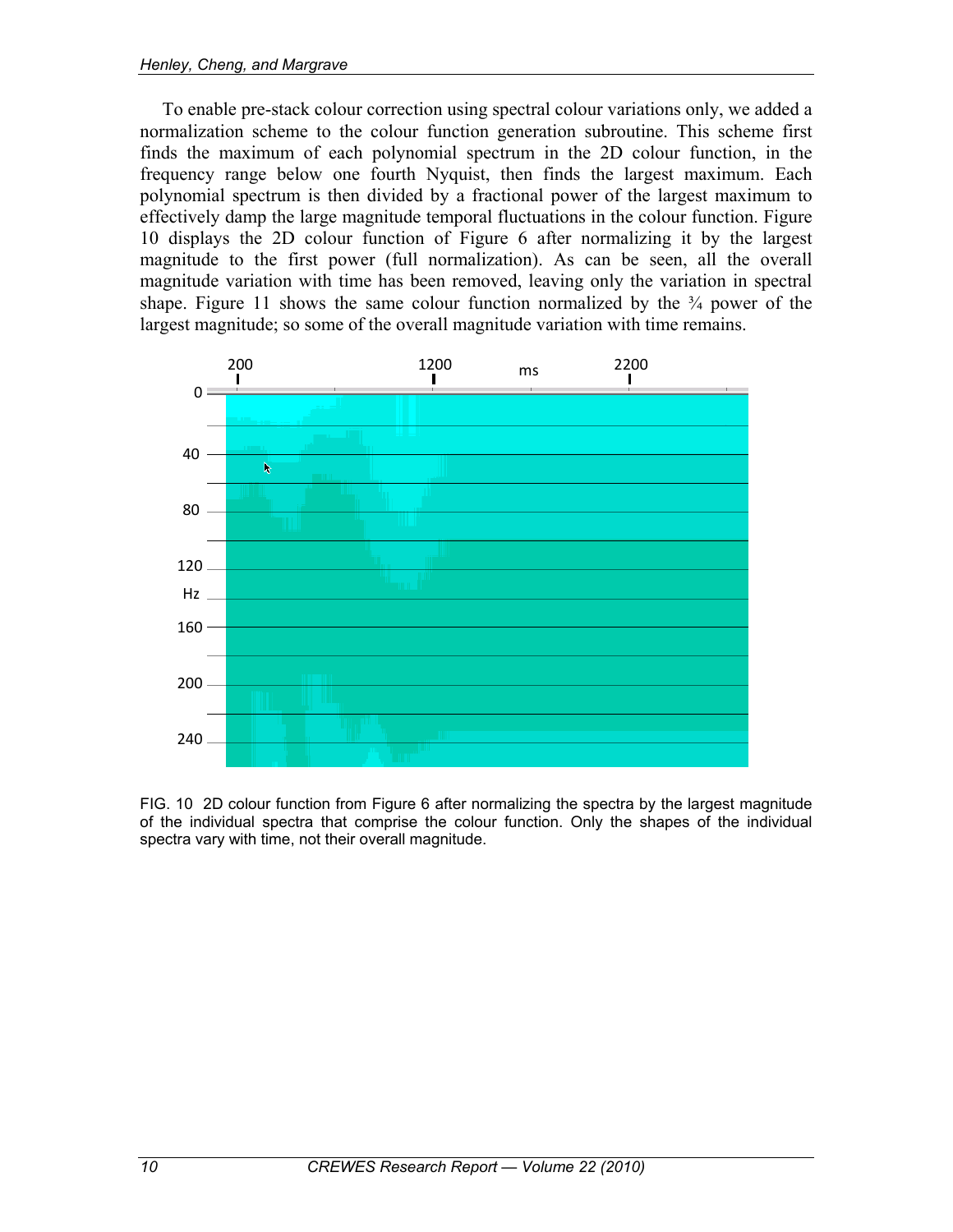To enable pre-stack colour correction using spectral colour variations only, we added a normalization scheme to the colour function generation subroutine. This scheme first finds the maximum of each polynomial spectrum in the 2D colour function, in the frequency range below one fourth Nyquist, then finds the largest maximum. Each polynomial spectrum is then divided by a fractional power of the largest maximum to effectively damp the large magnitude temporal fluctuations in the colour function. Figure 10 displays the 2D colour function of Figure 6 after normalizing it by the largest magnitude to the first power (full normalization). As can be seen, all the overall magnitude variation with time has been removed, leaving only the variation in spectral shape. Figure 11 shows the same colour function normalized by the ¾ power of the largest magnitude; so some of the overall magnitude variation with time remains.

FIG. 10 2D colour function from Figure 6 after normalizing the spectra by the largest magnitude of the individual spectra that comprise the colour function. Only the shapes of the individual spectra vary with time, not their overall magnitude.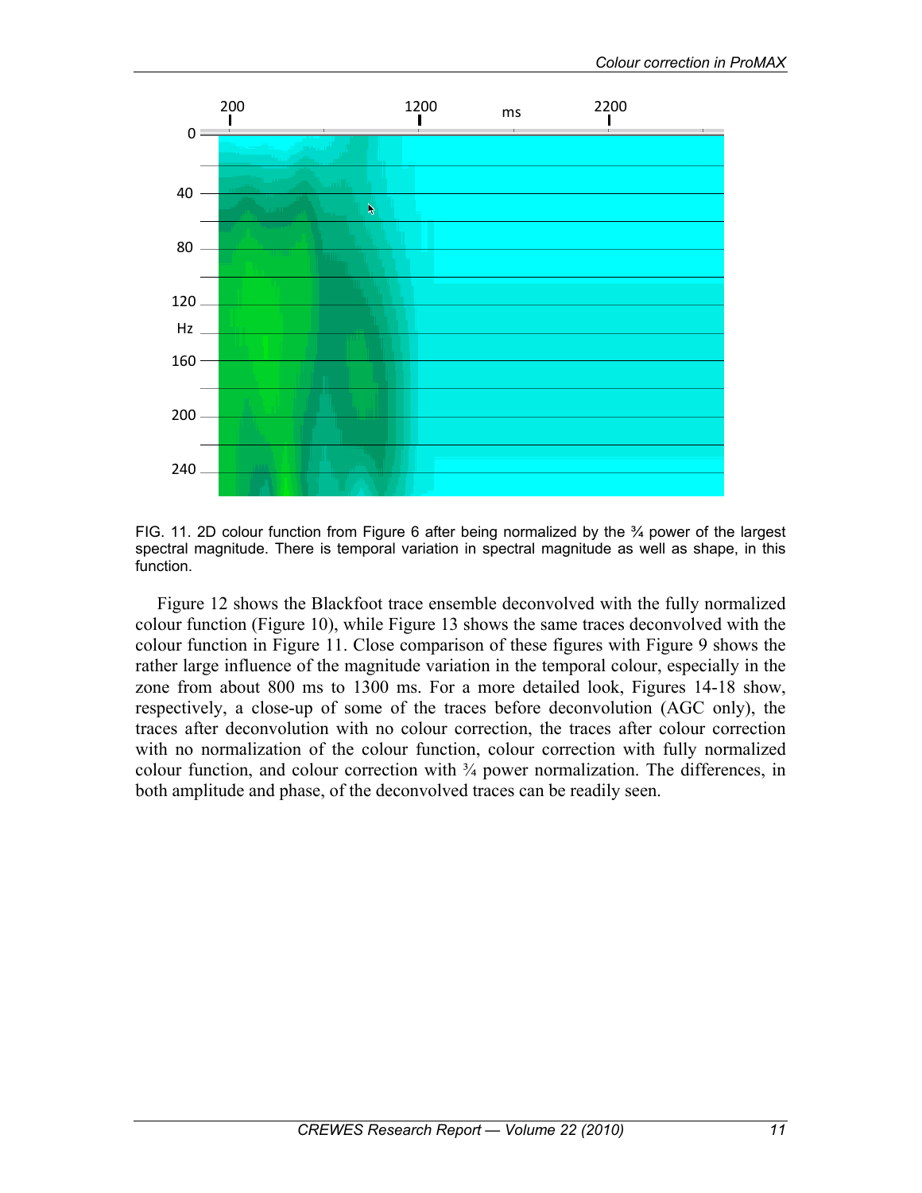FIG. 11. 2D colour function from Figure 6 after being normalized by the ¾ power of the largest spectral magnitude. There is temporal variation in spectral magnitude as well as shape, in this function.

Figure 12 shows the Blackfoot trace ensemble deconvolved with the fully normalized colour function (Figure 10), while Figure 13 shows the same traces deconvolved with the colour function in Figure 11. Close comparison of these figures with Figure 9 shows the rather large influence of the magnitude variation in the temporal colour, especially in the zone from about 800 ms to 1300 ms. For a more detailed look, Figures 14-18 show, respectively, a close-up of some of the traces before deconvolution (AGC only), the traces after deconvolution with no colour correction, the traces after colour correction with no normalization of the colour function, colour correction with fully normalized colour function, and colour correction with ¾ power normalization. The differences, in both amplitude and phase, of the deconvolved traces can be readily seen.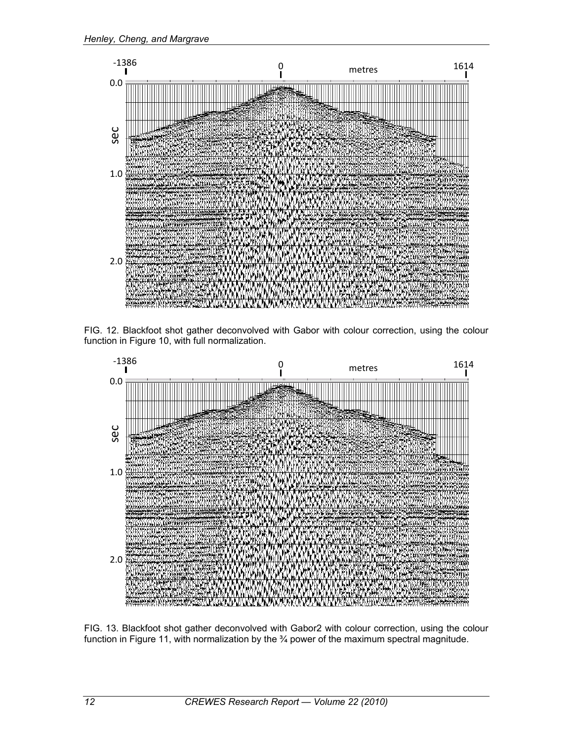FIG. 12. Blackfoot shot gather deconvolved with Gabor with colour correction, using the colour function in Figure 10, with full normalization.

FIG. 13. Blackfoot shot gather deconvolved with Gabor2 with colour correction, using the colour function in Figure 11, with normalization by the ¾ power of the maximum spectral magnitude.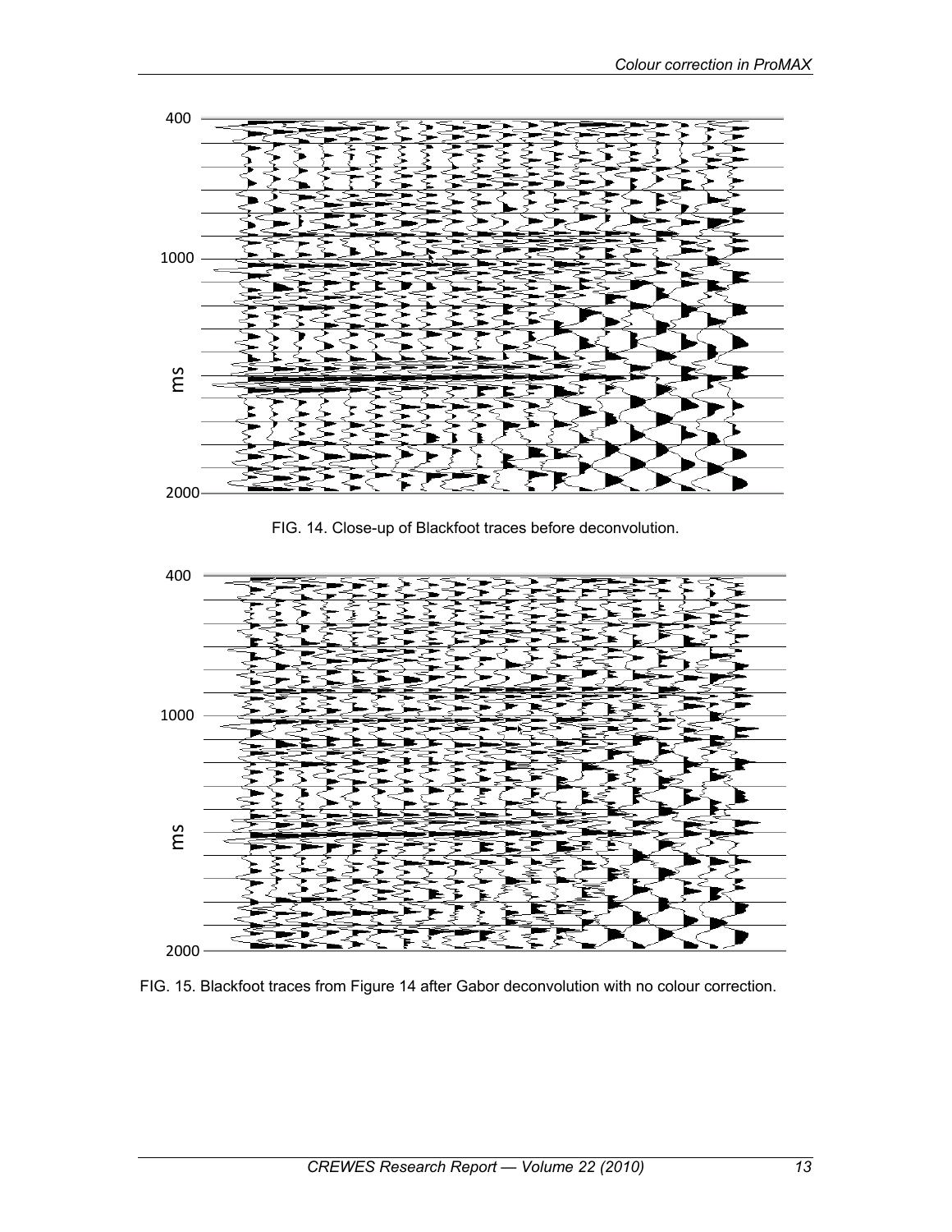FIG. 14. Close-up of Blackfoot traces before deconvolution.

FIG. 15. Blackfoot traces from Figure 14 after Gabor deconvolution with no colour correction.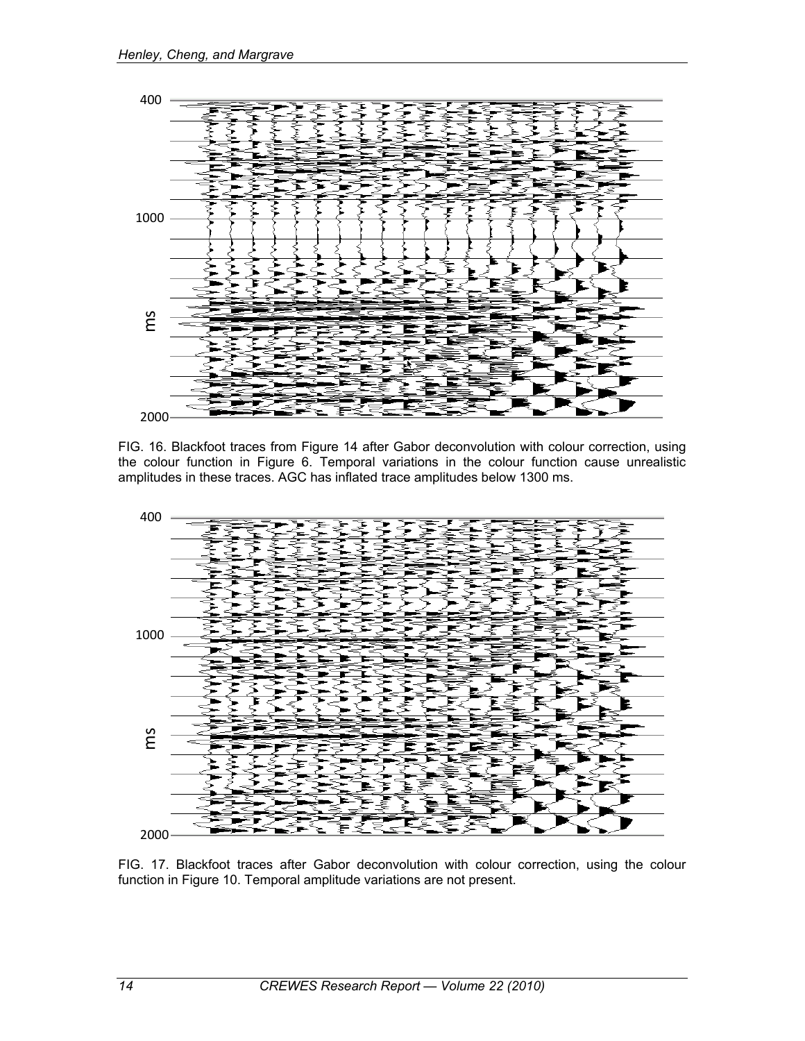FIG. 16. Blackfoot traces from Figure 14 after Gabor deconvolution with colour correction, using the colour function in Figure 6. Temporal variations in the colour function cause unrealistic amplitudes in these traces. AGC has inflated trace amplitudes below 1300 ms.

FIG. 17. Blackfoot traces after Gabor deconvolution with colour correction, using the colour function in Figure 10. Temporal amplitude variations are not present.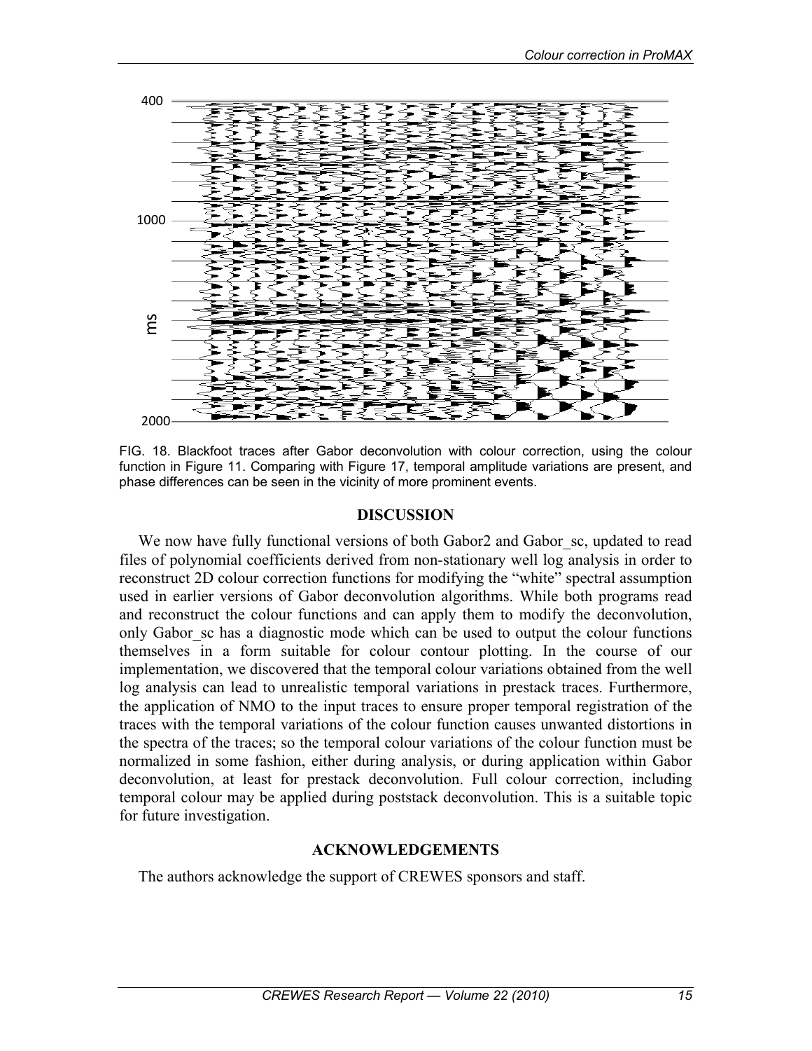FIG. 18. Blackfoot traces after Gabor deconvolution with colour correction, using the colour function in Figure 11. Comparing with Figure 17, temporal amplitude variations are present, and phase differences can be seen in the vicinity of more prominent events.

## DISCUSSION

We now have fully functional versions of both Gabor2 and Gabor_sc, updated to read files of polynomial coefficients derived from non-stationary well log analysis in order to reconstruct 2D colour correction functions for modifying the "white" spectral assumption used in earlier versions of Gabor deconvolution algorithms. While both programs read and reconstruct the colour functions and can apply them to modify the deconvolution, only Gabor_sc has a diagnostic mode which can be used to output the colour functions themselves in a form suitable for colour contour plotting. In the course of our implementation, we discovered that the temporal colour variations obtained from the well log analysis can lead to unrealistic temporal variations in prestack traces. Furthermore, the application of NMO to the input traces to ensure proper temporal registration of the traces with the temporal variations of the colour function causes unwanted distortions in the spectra of the traces; so the temporal colour variations of the colour function must be normalized in some fashion, either during analysis, or during application within Gabor deconvolution, at least for prestack deconvolution. Full colour correction, including temporal colour may be applied during poststack deconvolution. This is a suitable topic for future investigation.

## ACKNOWLEDGEMENTS

The authors acknowledge the support of CREWES sponsors and staff.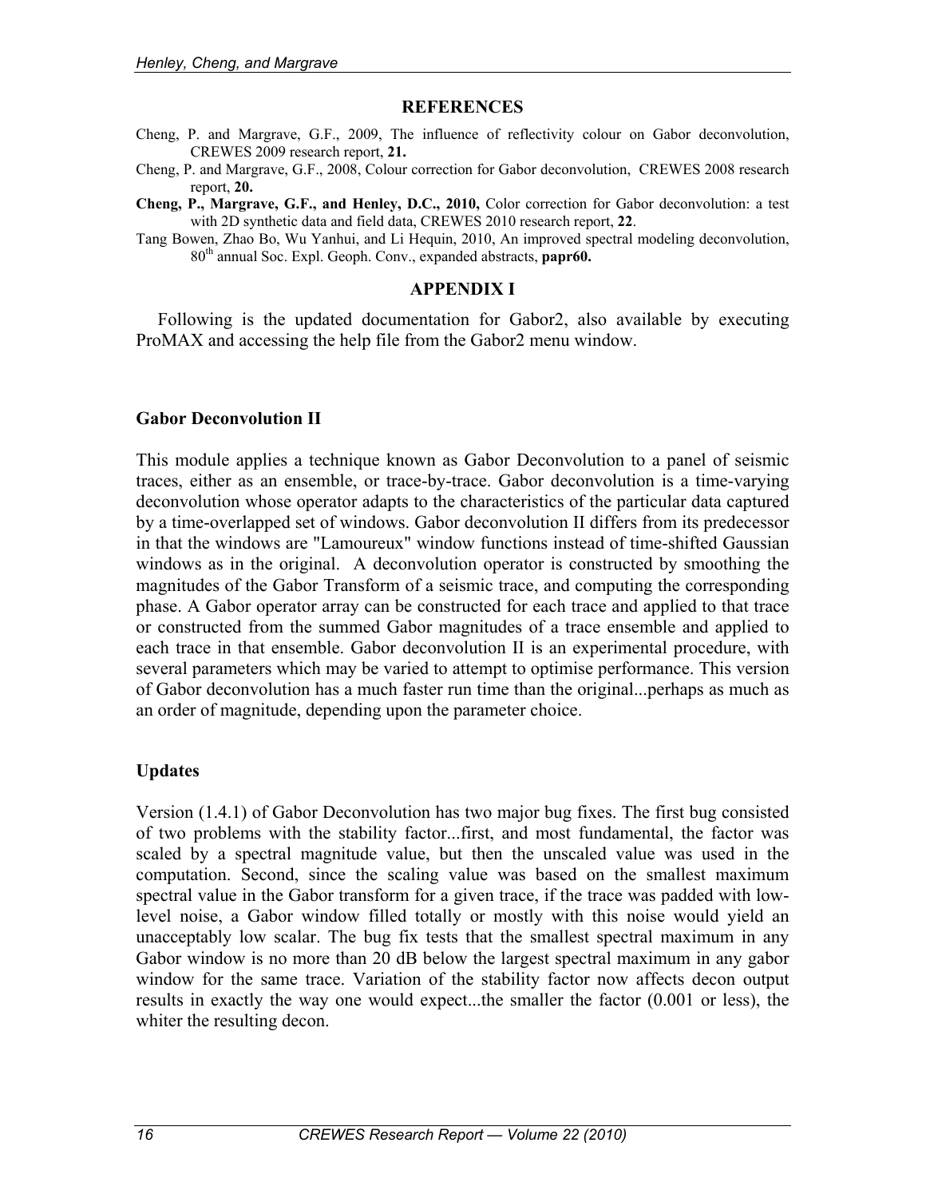## REFERENCES

Cheng, P. and Margrave, G.F., 2009, The influence of reflectivity colour on Gabor deconvolution, CREWES 2009 research report, **21.**

Cheng, P. and Margrave, G.F., 2008, Colour correction for Gabor deconvolution, CREWES 2008 research report, **20.**

**Cheng, P., Margrave, G.F., and Henley, D.C., 2010,** Color correction for Gabor deconvolution: a test with 2D synthetic data and field data, CREWES 2010 research report, **22**.

Tang Bowen, Zhao Bo, Wu Yanhui, and Li Hequin, 2010, An improved spectral modeling deconvolution, 80th annual Soc. Expl. Geoph. Conv., expanded abstracts, **papr60.**

## APPENDIX I

Following is the updated documentation for Gabor2, also available by executing ProMAX and accessing the help file from the Gabor2 menu window.

### Gabor Deconvolution II

This module applies a technique known as Gabor Deconvolution to a panel of seismic traces, either as an ensemble, or trace-by-trace. Gabor deconvolution is a time-varying deconvolution whose operator adapts to the characteristics of the particular data captured by a time-overlapped set of windows. Gabor deconvolution II differs from its predecessor in that the windows are "Lamoureux" window functions instead of time-shifted Gaussian windows as in the original. A deconvolution operator is constructed by smoothing the magnitudes of the Gabor Transform of a seismic trace, and computing the corresponding phase. A Gabor operator array can be constructed for each trace and applied to that trace or constructed from the summed Gabor magnitudes of a trace ensemble and applied to each trace in that ensemble. Gabor deconvolution II is an experimental procedure, with several parameters which may be varied to attempt to optimise performance. This version of Gabor deconvolution has a much faster run time than the original...perhaps as much as an order of magnitude, depending upon the parameter choice.

### Updates

Version (1.4.1) of Gabor Deconvolution has two major bug fixes. The first bug consisted of two problems with the stability factor...first, and most fundamental, the factor was scaled by a spectral magnitude value, but then the unscaled value was used in the computation. Second, since the scaling value was based on the smallest maximum spectral value in the Gabor transform for a given trace, if the trace was padded with low-level noise, a Gabor window filled totally or mostly with this noise would yield an unacceptably low scalar. The bug fix tests that the smallest spectral maximum in any Gabor window is no more than 20 dB below the largest spectral maximum in any gabor window for the same trace. Variation of the stability factor now affects decon output results in exactly the way one would expect...the smaller the factor (0.001 or less), the whiter the resulting decon.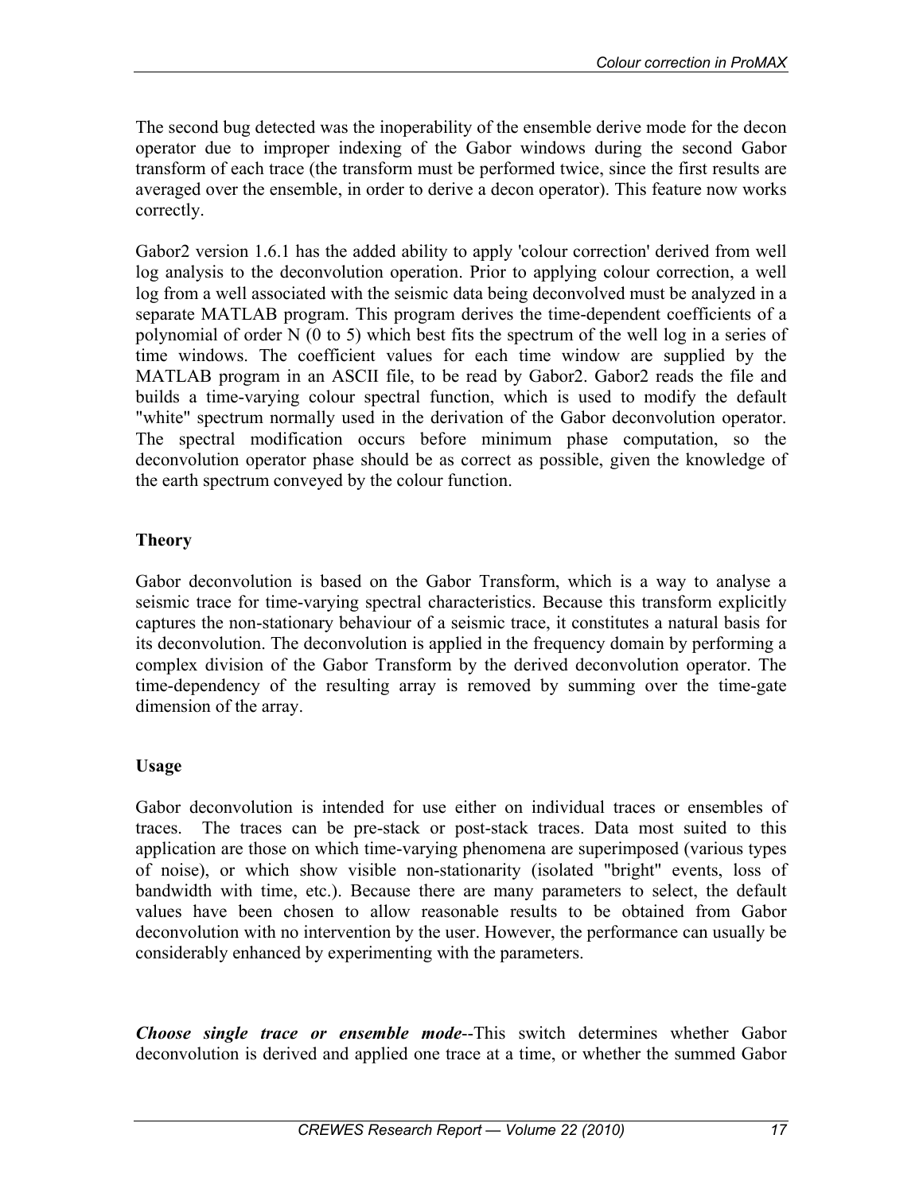The second bug detected was the inoperability of the ensemble derive mode for the decon operator due to improper indexing of the Gabor windows during the second Gabor transform of each trace (the transform must be performed twice, since the first results are averaged over the ensemble, in order to derive a decon operator). This feature now works correctly.

Gabor2 version 1.6.1 has the added ability to apply 'colour correction' derived from well log analysis to the deconvolution operation. Prior to applying colour correction, a well log from a well associated with the seismic data being deconvolved must be analyzed in a separate MATLAB program. This program derives the time-dependent coefficients of a polynomial of order N (0 to 5) which best fits the spectrum of the well log in a series of time windows. The coefficient values for each time window are supplied by the MATLAB program in an ASCII file, to be read by Gabor2. Gabor2 reads the file and builds a time-varying colour spectral function, which is used to modify the default "white" spectrum normally used in the derivation of the Gabor deconvolution operator. The spectral modification occurs before minimum phase computation, so the deconvolution operator phase should be as correct as possible, given the knowledge of the earth spectrum conveyed by the colour function.

## Theory

Gabor deconvolution is based on the Gabor Transform, which is a way to analyse a seismic trace for time-varying spectral characteristics. Because this transform explicitly captures the non-stationary behaviour of a seismic trace, it constitutes a natural basis for its deconvolution. The deconvolution is applied in the frequency domain by performing a complex division of the Gabor Transform by the derived deconvolution operator. The time-dependency of the resulting array is removed by summing over the time-gate dimension of the array.

## Usage

Gabor deconvolution is intended for use either on individual traces or ensembles of traces. The traces can be pre-stack or post-stack traces. Data most suited to this application are those on which time-varying phenomena are superimposed (various types of noise), or which show visible non-stationarity (isolated "bright" events, loss of bandwidth with time, etc.). Because there are many parameters to select, the default values have been chosen to allow reasonable results to be obtained from Gabor deconvolution with no intervention by the user. However, the performance can usually be considerably enhanced by experimenting with the parameters.

***Choose single trace or ensemble mode***--This switch determines whether Gabor deconvolution is derived and applied one trace at a time, or whether the summed Gabor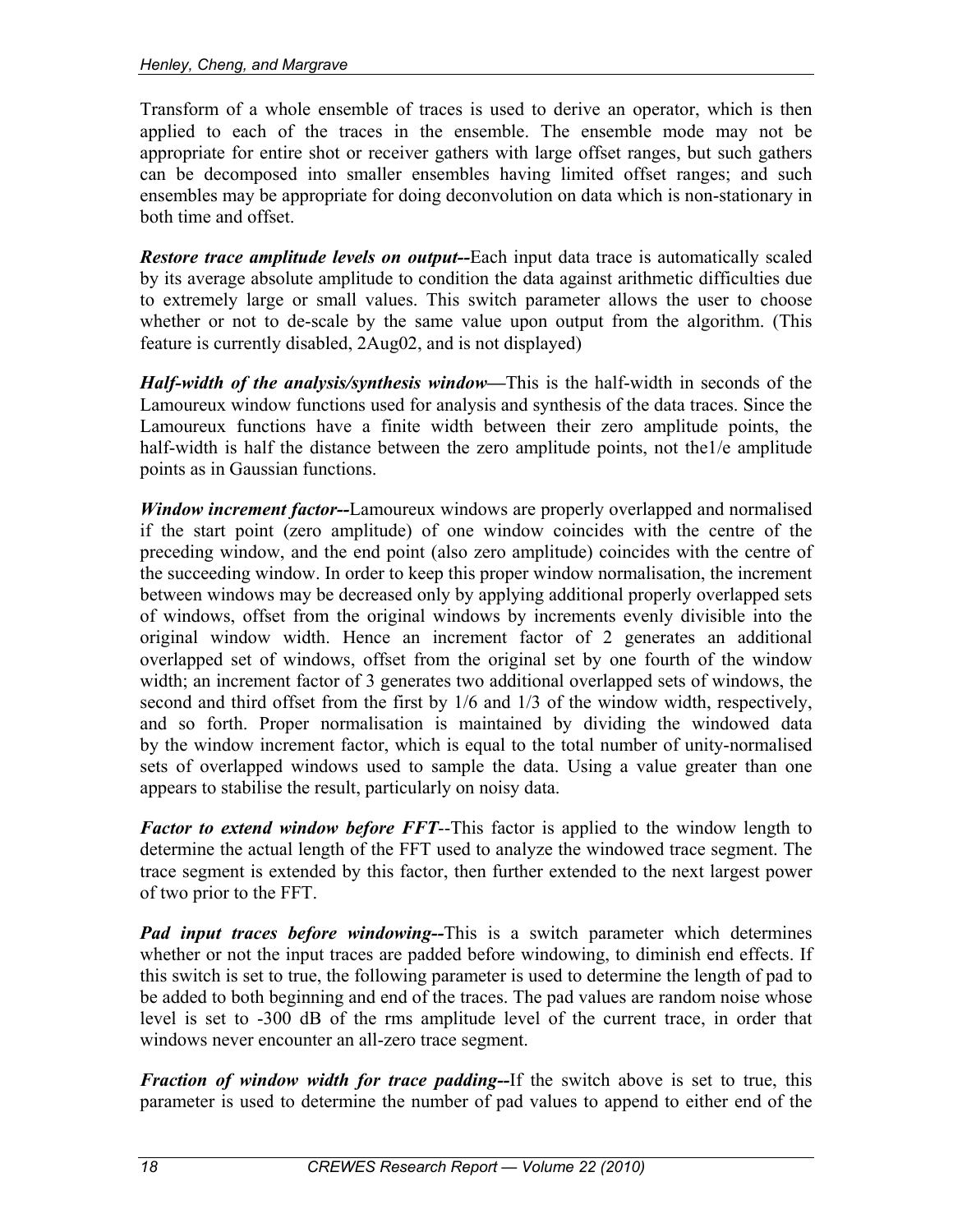Transform of a whole ensemble of traces is used to derive an operator, which is then applied to each of the traces in the ensemble. The ensemble mode may not be appropriate for entire shot or receiver gathers with large offset ranges, but such gathers can be decomposed into smaller ensembles having limited offset ranges; and such ensembles may be appropriate for doing deconvolution on data which is non-stationary in both time and offset.

***Restore trace amplitude levels on output--***Each input data trace is automatically scaled by its average absolute amplitude to condition the data against arithmetic difficulties due to extremely large or small values. This switch parameter allows the user to choose whether or not to de-scale by the same value upon output from the algorithm. (This feature is currently disabled, 2Aug02, and is not displayed)

***Half-width of the analysis/synthesis window—***This is the half-width in seconds of the Lamoureux window functions used for analysis and synthesis of the data traces. Since the Lamoureux functions have a finite width between their zero amplitude points, the half-width is half the distance between the zero amplitude points, not the1/e amplitude points as in Gaussian functions.

***Window increment factor--***Lamoureux windows are properly overlapped and normalised if the start point (zero amplitude) of one window coincides with the centre of the preceding window, and the end point (also zero amplitude) coincides with the centre of the succeeding window. In order to keep this proper window normalisation, the increment between windows may be decreased only by applying additional properly overlapped sets of windows, offset from the original windows by increments evenly divisible into the original window width. Hence an increment factor of 2 generates an additional overlapped set of windows, offset from the original set by one fourth of the window width; an increment factor of 3 generates two additional overlapped sets of windows, the second and third offset from the first by 1/6 and 1/3 of the window width, respectively, and so forth. Proper normalisation is maintained by dividing the windowed data by the window increment factor, which is equal to the total number of unity-normalised sets of overlapped windows used to sample the data. Using a value greater than one appears to stabilise the result, particularly on noisy data.

***Factor to extend window before FFT***--This factor is applied to the window length to determine the actual length of the FFT used to analyze the windowed trace segment. The trace segment is extended by this factor, then further extended to the next largest power of two prior to the FFT.

***Pad input traces before windowing--***This is a switch parameter which determines whether or not the input traces are padded before windowing, to diminish end effects. If this switch is set to true, the following parameter is used to determine the length of pad to be added to both beginning and end of the traces. The pad values are random noise whose level is set to -300 dB of the rms amplitude level of the current trace, in order that windows never encounter an all-zero trace segment.

***Fraction of window width for trace padding--***If the switch above is set to true, this parameter is used to determine the number of pad values to append to either end of the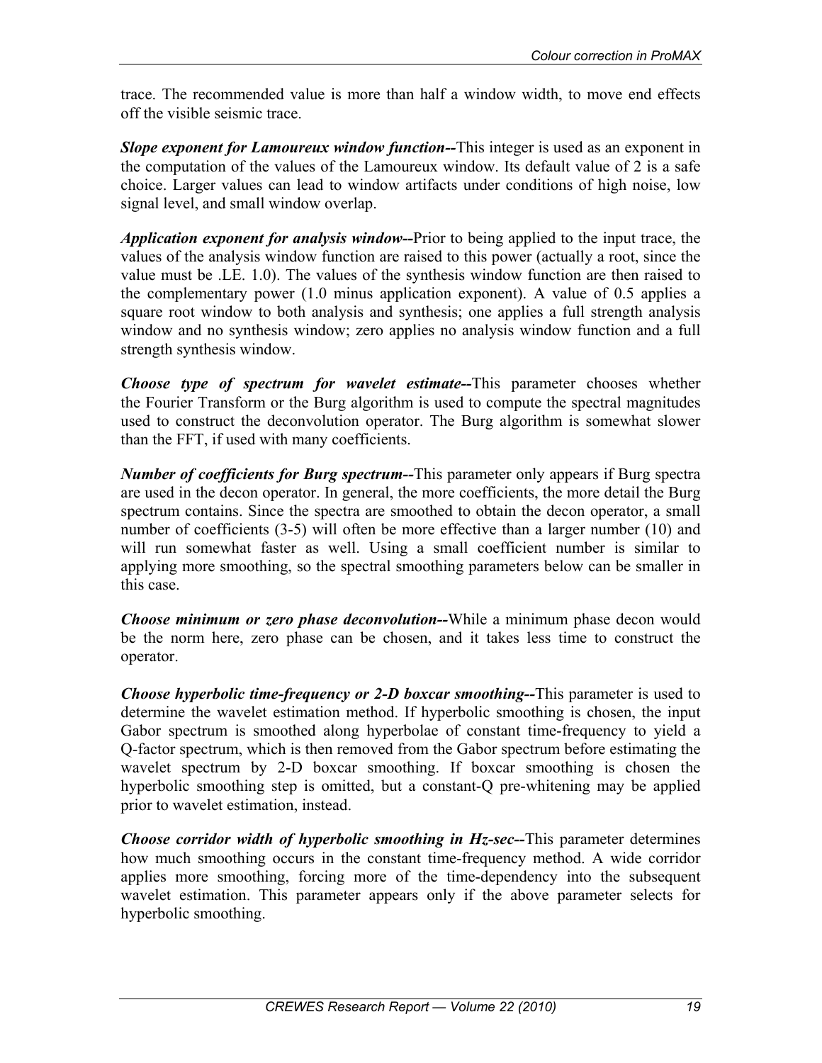trace. The recommended value is more than half a window width, to move end effects off the visible seismic trace.

***Slope exponent for Lamoureux window function--***This integer is used as an exponent in the computation of the values of the Lamoureux window. Its default value of 2 is a safe choice. Larger values can lead to window artifacts under conditions of high noise, low signal level, and small window overlap.

***Application exponent for analysis window--***Prior to being applied to the input trace, the values of the analysis window function are raised to this power (actually a root, since the value must be .LE. 1.0). The values of the synthesis window function are then raised to the complementary power (1.0 minus application exponent). A value of 0.5 applies a square root window to both analysis and synthesis; one applies a full strength analysis window and no synthesis window; zero applies no analysis window function and a full strength synthesis window.

***Choose type of spectrum for wavelet estimate--***This parameter chooses whether the Fourier Transform or the Burg algorithm is used to compute the spectral magnitudes used to construct the deconvolution operator. The Burg algorithm is somewhat slower than the FFT, if used with many coefficients.

***Number of coefficients for Burg spectrum--***This parameter only appears if Burg spectra are used in the decon operator. In general, the more coefficients, the more detail the Burg spectrum contains. Since the spectra are smoothed to obtain the decon operator, a small number of coefficients (3-5) will often be more effective than a larger number (10) and will run somewhat faster as well. Using a small coefficient number is similar to applying more smoothing, so the spectral smoothing parameters below can be smaller in this case.

***Choose minimum or zero phase deconvolution--***While a minimum phase decon would be the norm here, zero phase can be chosen, and it takes less time to construct the operator.

***Choose hyperbolic time-frequency or 2-D boxcar smoothing--***This parameter is used to determine the wavelet estimation method. If hyperbolic smoothing is chosen, the input Gabor spectrum is smoothed along hyperbolae of constant time-frequency to yield a Q-factor spectrum, which is then removed from the Gabor spectrum before estimating the wavelet spectrum by 2-D boxcar smoothing. If boxcar smoothing is chosen the hyperbolic smoothing step is omitted, but a constant-Q pre-whitening may be applied prior to wavelet estimation, instead.

***Choose corridor width of hyperbolic smoothing in Hz-sec--***This parameter determines how much smoothing occurs in the constant time-frequency method. A wide corridor applies more smoothing, forcing more of the time-dependency into the subsequent wavelet estimation. This parameter appears only if the above parameter selects for hyperbolic smoothing.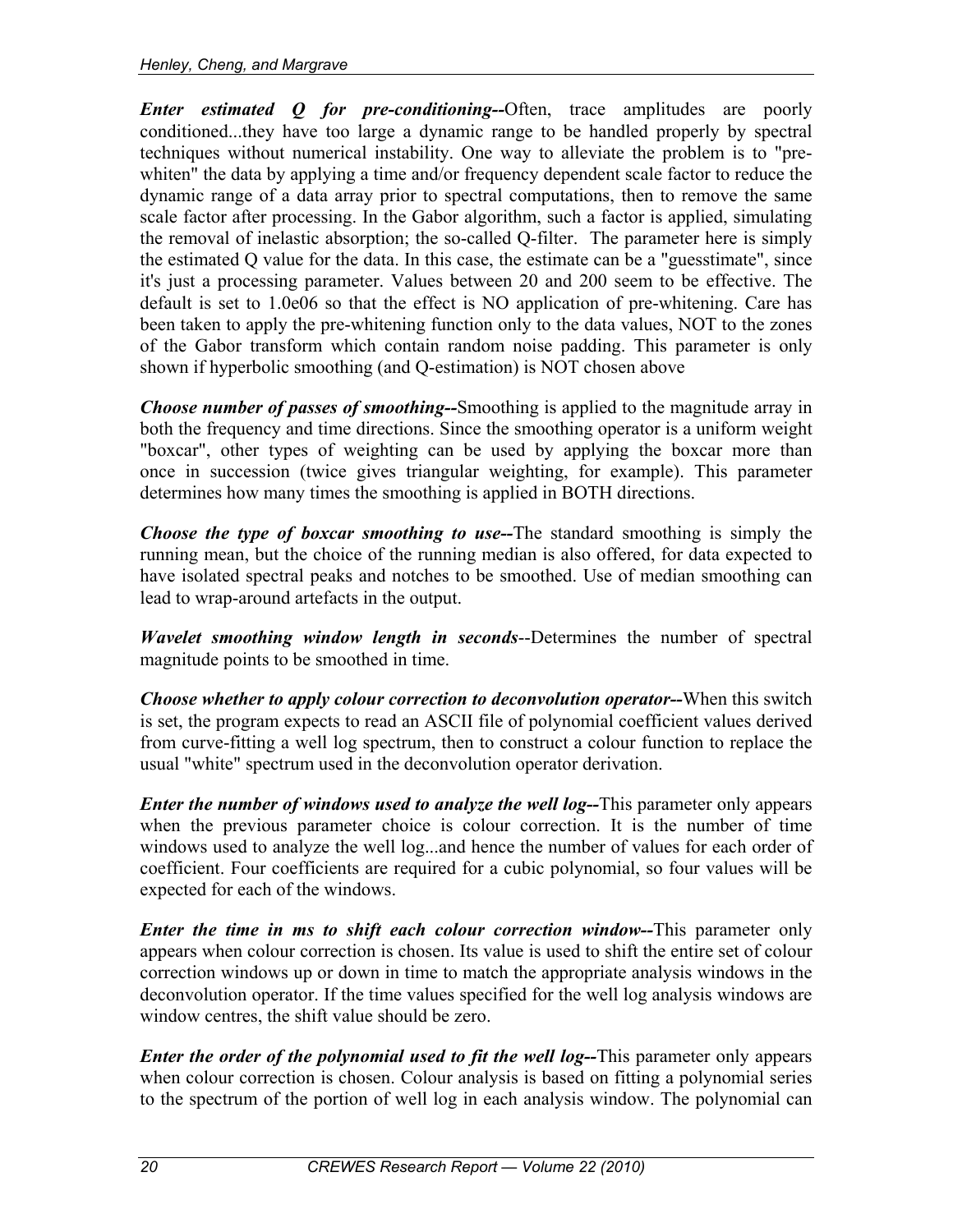***Enter estimated Q for pre-conditioning--***Often, trace amplitudes are poorly conditioned...they have too large a dynamic range to be handled properly by spectral techniques without numerical instability. One way to alleviate the problem is to "pre-whiten" the data by applying a time and/or frequency dependent scale factor to reduce the dynamic range of a data array prior to spectral computations, then to remove the same scale factor after processing. In the Gabor algorithm, such a factor is applied, simulating the removal of inelastic absorption; the so-called Q-filter. The parameter here is simply the estimated Q value for the data. In this case, the estimate can be a "guesstimate", since it's just a processing parameter. Values between 20 and 200 seem to be effective. The default is set to 1.0e06 so that the effect is NO application of pre-whitening. Care has been taken to apply the pre-whitening function only to the data values, NOT to the zones of the Gabor transform which contain random noise padding. This parameter is only shown if hyperbolic smoothing (and Q-estimation) is NOT chosen above

***Choose number of passes of smoothing--***Smoothing is applied to the magnitude array in both the frequency and time directions. Since the smoothing operator is a uniform weight "boxcar", other types of weighting can be used by applying the boxcar more than once in succession (twice gives triangular weighting, for example). This parameter determines how many times the smoothing is applied in BOTH directions.

***Choose the type of boxcar smoothing to use--***The standard smoothing is simply the running mean, but the choice of the running median is also offered, for data expected to have isolated spectral peaks and notches to be smoothed. Use of median smoothing can lead to wrap-around artefacts in the output.

***Wavelet smoothing window length in seconds***--Determines the number of spectral magnitude points to be smoothed in time.

***Choose whether to apply colour correction to deconvolution operator--***When this switch is set, the program expects to read an ASCII file of polynomial coefficient values derived from curve-fitting a well log spectrum, then to construct a colour function to replace the usual "white" spectrum used in the deconvolution operator derivation.

***Enter the number of windows used to analyze the well log--***This parameter only appears when the previous parameter choice is colour correction. It is the number of time windows used to analyze the well log...and hence the number of values for each order of coefficient. Four coefficients are required for a cubic polynomial, so four values will be expected for each of the windows.

***Enter the time in ms to shift each colour correction window--***This parameter only appears when colour correction is chosen. Its value is used to shift the entire set of colour correction windows up or down in time to match the appropriate analysis windows in the deconvolution operator. If the time values specified for the well log analysis windows are window centres, the shift value should be zero.

***Enter the order of the polynomial used to fit the well log--***This parameter only appears when colour correction is chosen. Colour analysis is based on fitting a polynomial series to the spectrum of the portion of well log in each analysis window. The polynomial can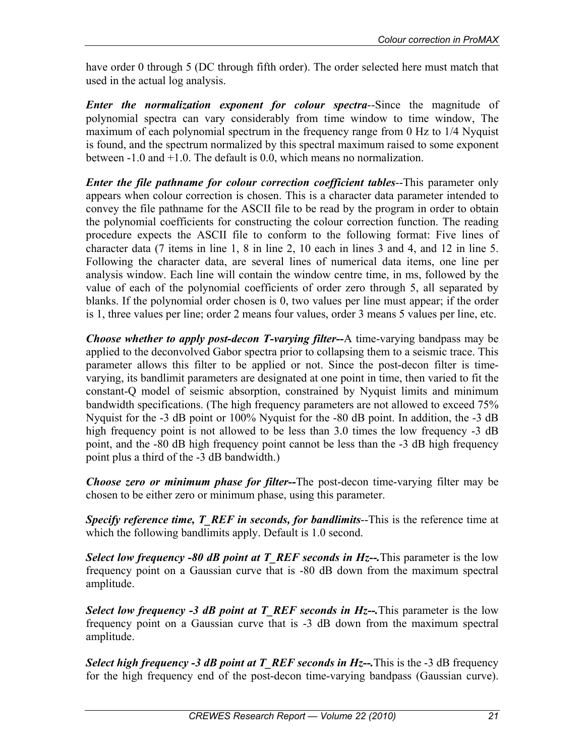have order 0 through 5 (DC through fifth order). The order selected here must match that used in the actual log analysis.

***Enter the normalization exponent for colour spectra***--Since the magnitude of polynomial spectra can vary considerably from time window to time window, The maximum of each polynomial spectrum in the frequency range from 0 Hz to 1/4 Nyquist is found, and the spectrum normalized by this spectral maximum raised to some exponent between -1.0 and +1.0. The default is 0.0, which means no normalization.

***Enter the file pathname for colour correction coefficient tables***--This parameter only appears when colour correction is chosen. This is a character data parameter intended to convey the file pathname for the ASCII file to be read by the program in order to obtain the polynomial coefficients for constructing the colour correction function. The reading procedure expects the ASCII file to conform to the following format: Five lines of character data (7 items in line 1, 8 in line 2, 10 each in lines 3 and 4, and 12 in line 5. Following the character data, are several lines of numerical data items, one line per analysis window. Each line will contain the window centre time, in ms, followed by the value of each of the polynomial coefficients of order zero through 5, all separated by blanks. If the polynomial order chosen is 0, two values per line must appear; if the order is 1, three values per line; order 2 means four values, order 3 means 5 values per line, etc.

***Choose whether to apply post-decon T-varying filter--***A time-varying bandpass may be applied to the deconvolved Gabor spectra prior to collapsing them to a seismic trace. This parameter allows this filter to be applied or not. Since the post-decon filter is time-varying, its bandlimit parameters are designated at one point in time, then varied to fit the constant-Q model of seismic absorption, constrained by Nyquist limits and minimum bandwidth specifications. (The high frequency parameters are not allowed to exceed 75% Nyquist for the -3 dB point or 100% Nyquist for the -80 dB point. In addition, the -3 dB high frequency point is not allowed to be less than 3.0 times the low frequency -3 dB point, and the -80 dB high frequency point cannot be less than the -3 dB high frequency point plus a third of the -3 dB bandwidth.)

***Choose zero or minimum phase for filter--***The post-decon time-varying filter may be chosen to be either zero or minimum phase, using this parameter.

***Specify reference time, T_REF in seconds, for bandlimits***--This is the reference time at which the following bandlimits apply. Default is 1.0 second.

***Select low frequency -80 dB point at T_REF seconds in Hz--.***This parameter is the low frequency point on a Gaussian curve that is -80 dB down from the maximum spectral amplitude.

***Select low frequency -3 dB point at T_REF seconds in Hz--.***This parameter is the low frequency point on a Gaussian curve that is -3 dB down from the maximum spectral amplitude.

***Select high frequency -3 dB point at T_REF seconds in Hz--.***This is the -3 dB frequency for the high frequency end of the post-decon time-varying bandpass (Gaussian curve).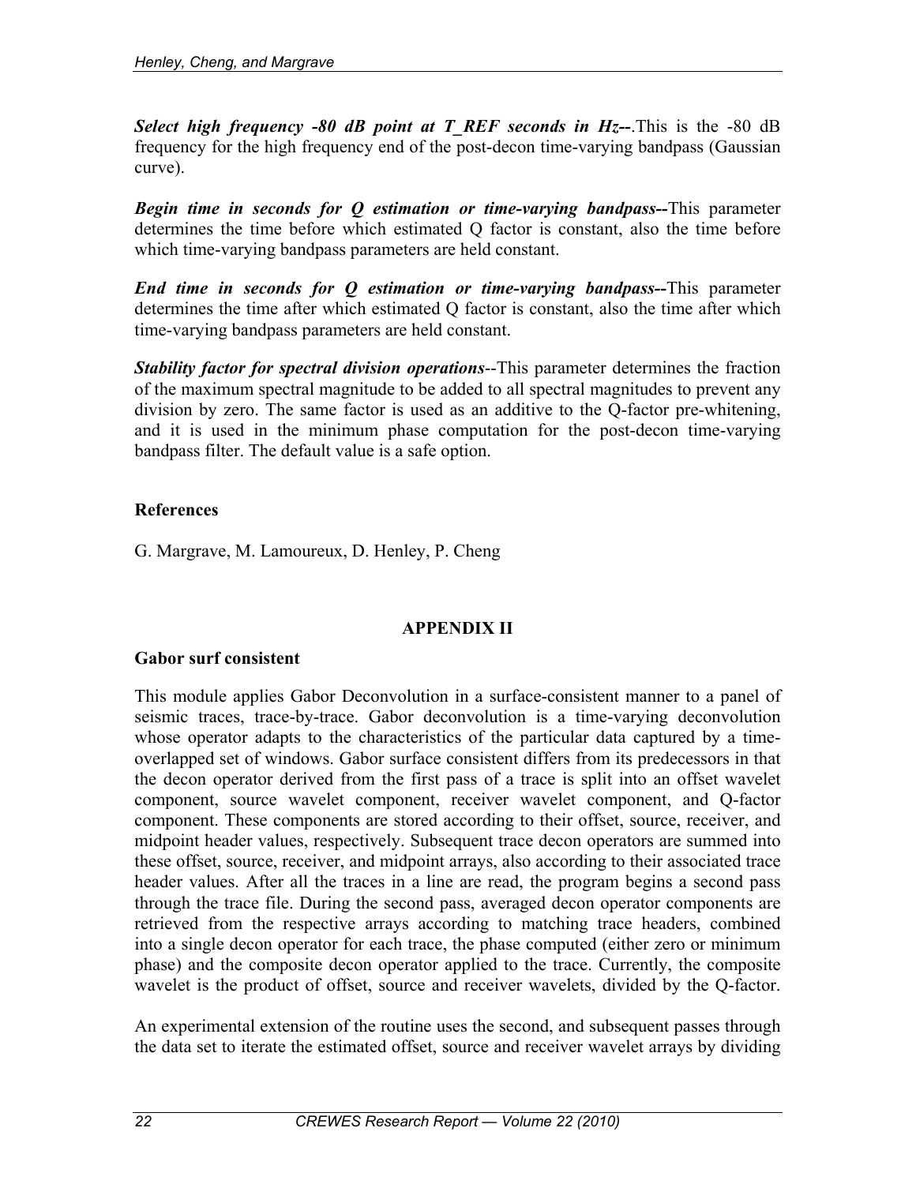***Select high frequency -80 dB point at T_REF seconds in Hz--***.This is the -80 dB frequency for the high frequency end of the post-decon time-varying bandpass (Gaussian curve).

***Begin time in seconds for Q estimation or time-varying bandpass--***This parameter determines the time before which estimated Q factor is constant, also the time before which time-varying bandpass parameters are held constant.

***End time in seconds for Q estimation or time-varying bandpass--***This parameter determines the time after which estimated Q factor is constant, also the time after which time-varying bandpass parameters are held constant.

***Stability factor for spectral division operations***--This parameter determines the fraction of the maximum spectral magnitude to be added to all spectral magnitudes to prevent any division by zero. The same factor is used as an additive to the Q-factor pre-whitening, and it is used in the minimum phase computation for the post-decon time-varying bandpass filter. The default value is a safe option.

**References**

G. Margrave, M. Lamoureux, D. Henley, P. Cheng

## APPENDIX II

### Gabor surf consistent

This module applies Gabor Deconvolution in a surface-consistent manner to a panel of seismic traces, trace-by-trace. Gabor deconvolution is a time-varying deconvolution whose operator adapts to the characteristics of the particular data captured by a time-overlapped set of windows. Gabor surface consistent differs from its predecessors in that the decon operator derived from the first pass of a trace is split into an offset wavelet component, source wavelet component, receiver wavelet component, and Q-factor component. These components are stored according to their offset, source, receiver, and midpoint header values, respectively. Subsequent trace decon operators are summed into these offset, source, receiver, and midpoint arrays, also according to their associated trace header values. After all the traces in a line are read, the program begins a second pass through the trace file. During the second pass, averaged decon operator components are retrieved from the respective arrays according to matching trace headers, combined into a single decon operator for each trace, the phase computed (either zero or minimum phase) and the composite decon operator applied to the trace. Currently, the composite wavelet is the product of offset, source and receiver wavelets, divided by the Q-factor.

An experimental extension of the routine uses the second, and subsequent passes through the data set to iterate the estimated offset, source and receiver wavelet arrays by dividing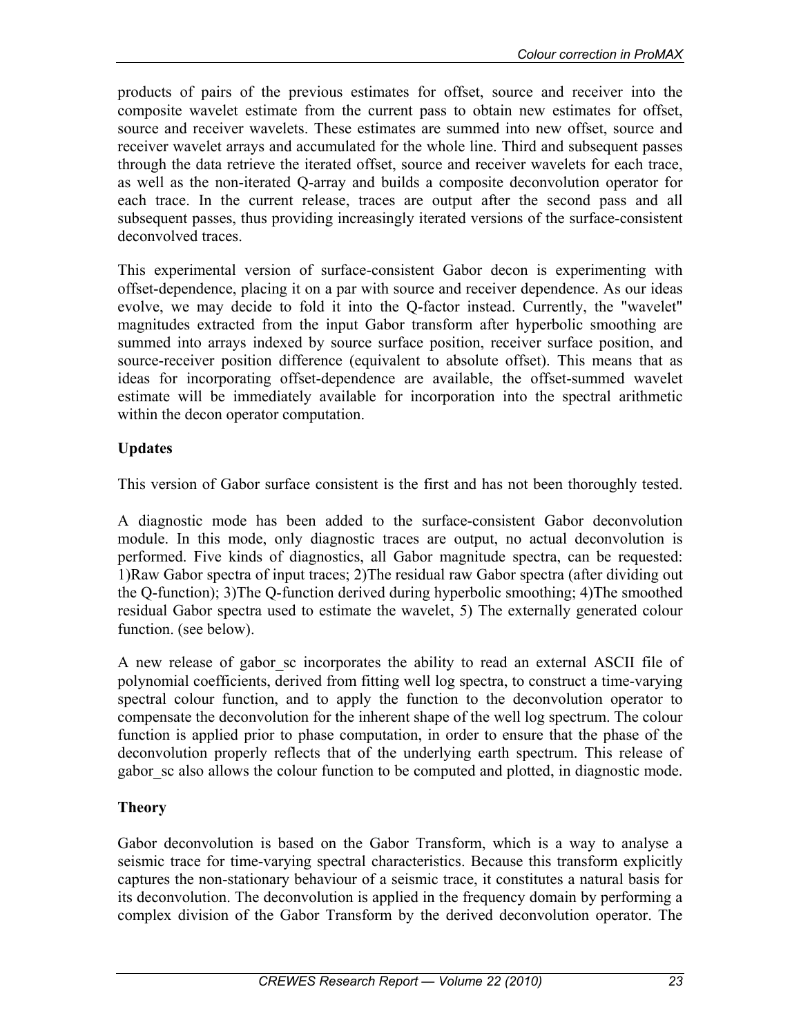products of pairs of the previous estimates for offset, source and receiver into the composite wavelet estimate from the current pass to obtain new estimates for offset, source and receiver wavelets. These estimates are summed into new offset, source and receiver wavelet arrays and accumulated for the whole line. Third and subsequent passes through the data retrieve the iterated offset, source and receiver wavelets for each trace, as well as the non-iterated Q-array and builds a composite deconvolution operator for each trace. In the current release, traces are output after the second pass and all subsequent passes, thus providing increasingly iterated versions of the surface-consistent deconvolved traces.

This experimental version of surface-consistent Gabor decon is experimenting with offset-dependence, placing it on a par with source and receiver dependence. As our ideas evolve, we may decide to fold it into the Q-factor instead. Currently, the "wavelet" magnitudes extracted from the input Gabor transform after hyperbolic smoothing are summed into arrays indexed by source surface position, receiver surface position, and source-receiver position difference (equivalent to absolute offset). This means that as ideas for incorporating offset-dependence are available, the offset-summed wavelet estimate will be immediately available for incorporation into the spectral arithmetic within the decon operator computation.

**Updates**

This version of Gabor surface consistent is the first and has not been thoroughly tested.

A diagnostic mode has been added to the surface-consistent Gabor deconvolution module. In this mode, only diagnostic traces are output, no actual deconvolution is performed. Five kinds of diagnostics, all Gabor magnitude spectra, can be requested: 1)Raw Gabor spectra of input traces; 2)The residual raw Gabor spectra (after dividing out the Q-function); 3)The Q-function derived during hyperbolic smoothing; 4)The smoothed residual Gabor spectra used to estimate the wavelet, 5) The externally generated colour function. (see below).

A new release of gabor_sc incorporates the ability to read an external ASCII file of polynomial coefficients, derived from fitting well log spectra, to construct a time-varying spectral colour function, and to apply the function to the deconvolution operator to compensate the deconvolution for the inherent shape of the well log spectrum. The colour function is applied prior to phase computation, in order to ensure that the phase of the deconvolution properly reflects that of the underlying earth spectrum. This release of gabor_sc also allows the colour function to be computed and plotted, in diagnostic mode.

**Theory**

Gabor deconvolution is based on the Gabor Transform, which is a way to analyse a seismic trace for time-varying spectral characteristics. Because this transform explicitly captures the non-stationary behaviour of a seismic trace, it constitutes a natural basis for its deconvolution. The deconvolution is applied in the frequency domain by performing a complex division of the Gabor Transform by the derived deconvolution operator. The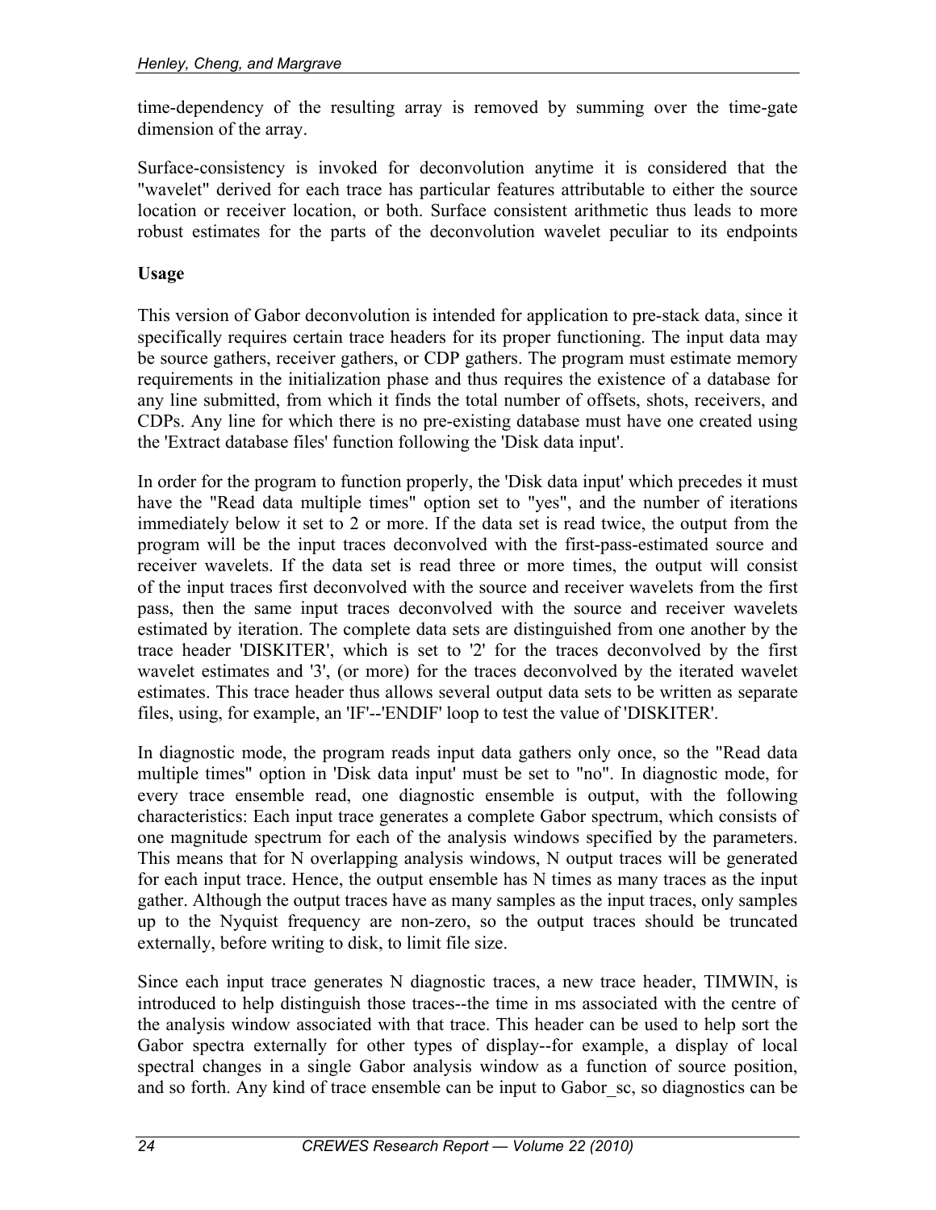time-dependency of the resulting array is removed by summing over the time-gate dimension of the array.

Surface-consistency is invoked for deconvolution anytime it is considered that the "wavelet" derived for each trace has particular features attributable to either the source location or receiver location, or both. Surface consistent arithmetic thus leads to more robust estimates for the parts of the deconvolution wavelet peculiar to its endpoints

**Usage**

This version of Gabor deconvolution is intended for application to pre-stack data, since it specifically requires certain trace headers for its proper functioning. The input data may be source gathers, receiver gathers, or CDP gathers. The program must estimate memory requirements in the initialization phase and thus requires the existence of a database for any line submitted, from which it finds the total number of offsets, shots, receivers, and CDPs. Any line for which there is no pre-existing database must have one created using the 'Extract database files' function following the 'Disk data input'.

In order for the program to function properly, the 'Disk data input' which precedes it must have the "Read data multiple times" option set to "yes", and the number of iterations immediately below it set to 2 or more. If the data set is read twice, the output from the program will be the input traces deconvolved with the first-pass-estimated source and receiver wavelets. If the data set is read three or more times, the output will consist of the input traces first deconvolved with the source and receiver wavelets from the first pass, then the same input traces deconvolved with the source and receiver wavelets estimated by iteration. The complete data sets are distinguished from one another by the trace header 'DISKITER', which is set to '2' for the traces deconvolved by the first wavelet estimates and '3', (or more) for the traces deconvolved by the iterated wavelet estimates. This trace header thus allows several output data sets to be written as separate files, using, for example, an 'IF'--'ENDIF' loop to test the value of 'DISKITER'.

In diagnostic mode, the program reads input data gathers only once, so the "Read data multiple times" option in 'Disk data input' must be set to "no". In diagnostic mode, for every trace ensemble read, one diagnostic ensemble is output, with the following characteristics: Each input trace generates a complete Gabor spectrum, which consists of one magnitude spectrum for each of the analysis windows specified by the parameters. This means that for N overlapping analysis windows, N output traces will be generated for each input trace. Hence, the output ensemble has N times as many traces as the input gather. Although the output traces have as many samples as the input traces, only samples up to the Nyquist frequency are non-zero, so the output traces should be truncated externally, before writing to disk, to limit file size.

Since each input trace generates N diagnostic traces, a new trace header, TIMWIN, is introduced to help distinguish those traces--the time in ms associated with the centre of the analysis window associated with that trace. This header can be used to help sort the Gabor spectra externally for other types of display--for example, a display of local spectral changes in a single Gabor analysis window as a function of source position, and so forth. Any kind of trace ensemble can be input to Gabor_sc, so diagnostics can be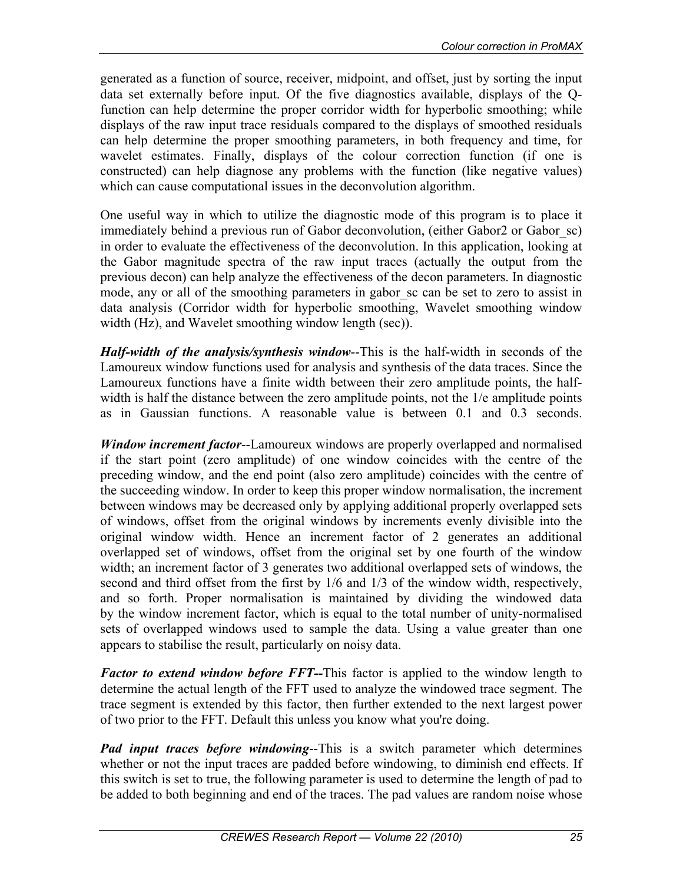generated as a function of source, receiver, midpoint, and offset, just by sorting the input data set externally before input. Of the five diagnostics available, displays of the Q-function can help determine the proper corridor width for hyperbolic smoothing; while displays of the raw input trace residuals compared to the displays of smoothed residuals can help determine the proper smoothing parameters, in both frequency and time, for wavelet estimates. Finally, displays of the colour correction function (if one is constructed) can help diagnose any problems with the function (like negative values) which can cause computational issues in the deconvolution algorithm.

One useful way in which to utilize the diagnostic mode of this program is to place it immediately behind a previous run of Gabor deconvolution, (either Gabor2 or Gabor_sc) in order to evaluate the effectiveness of the deconvolution. In this application, looking at the Gabor magnitude spectra of the raw input traces (actually the output from the previous decon) can help analyze the effectiveness of the decon parameters. In diagnostic mode, any or all of the smoothing parameters in gabor_sc can be set to zero to assist in data analysis (Corridor width for hyperbolic smoothing, Wavelet smoothing window width (Hz), and Wavelet smoothing window length (sec)).

***Half-width of the analysis/synthesis window***--This is the half-width in seconds of the Lamoureux window functions used for analysis and synthesis of the data traces. Since the Lamoureux functions have a finite width between their zero amplitude points, the half-width is half the distance between the zero amplitude points, not the 1/e amplitude points as in Gaussian functions. A reasonable value is between 0.1 and 0.3 seconds.

***Window increment factor***--Lamoureux windows are properly overlapped and normalised if the start point (zero amplitude) of one window coincides with the centre of the preceding window, and the end point (also zero amplitude) coincides with the centre of the succeeding window. In order to keep this proper window normalisation, the increment between windows may be decreased only by applying additional properly overlapped sets of windows, offset from the original windows by increments evenly divisible into the original window width. Hence an increment factor of 2 generates an additional overlapped set of windows, offset from the original set by one fourth of the window width; an increment factor of 3 generates two additional overlapped sets of windows, the second and third offset from the first by 1/6 and 1/3 of the window width, respectively, and so forth. Proper normalisation is maintained by dividing the windowed data by the window increment factor, which is equal to the total number of unity-normalised sets of overlapped windows used to sample the data. Using a value greater than one appears to stabilise the result, particularly on noisy data.

***Factor to extend window before FFT--***This factor is applied to the window length to determine the actual length of the FFT used to analyze the windowed trace segment. The trace segment is extended by this factor, then further extended to the next largest power of two prior to the FFT. Default this unless you know what you're doing.

***Pad input traces before windowing***--This is a switch parameter which determines whether or not the input traces are padded before windowing, to diminish end effects. If this switch is set to true, the following parameter is used to determine the length of pad to be added to both beginning and end of the traces. The pad values are random noise whose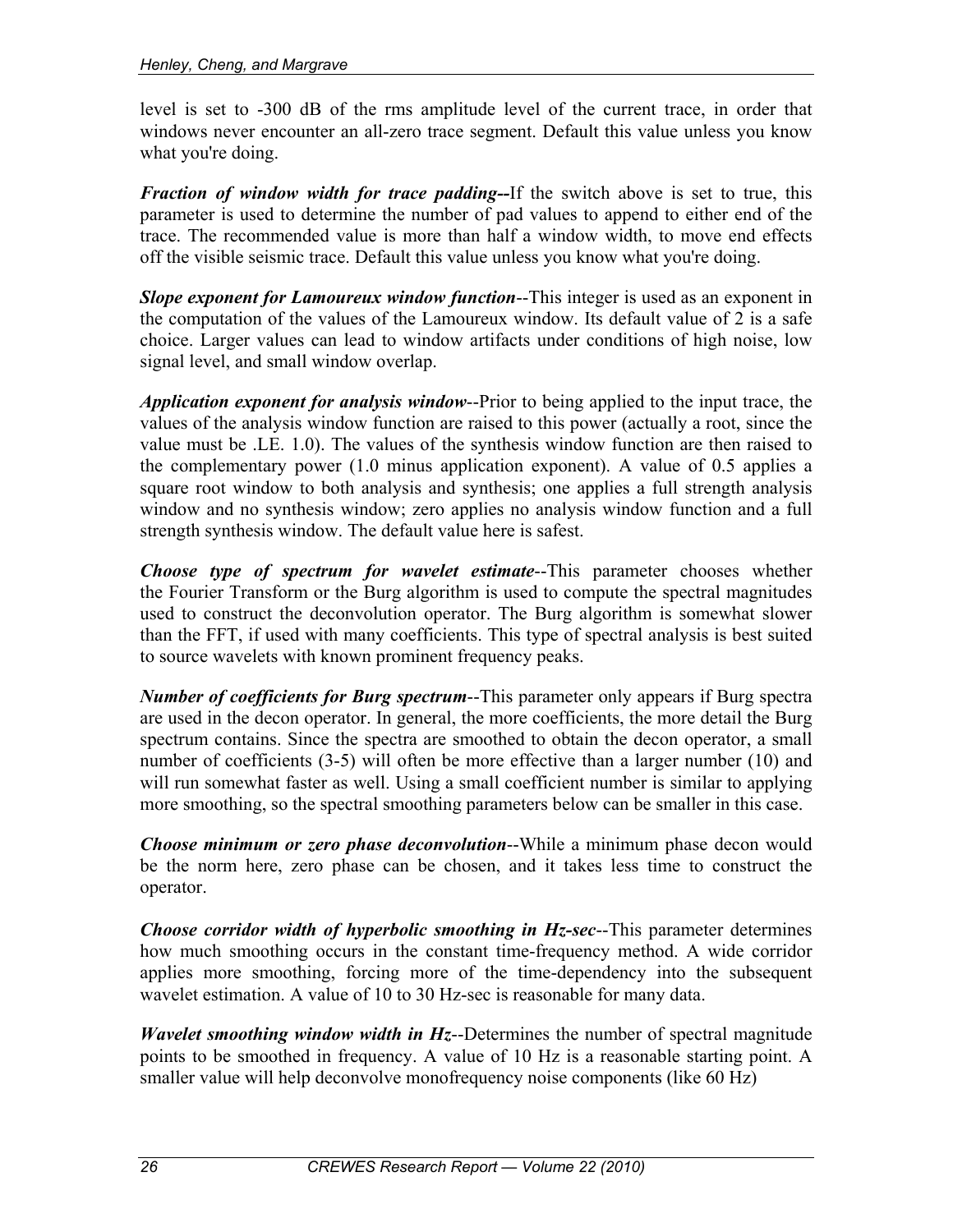level is set to -300 dB of the rms amplitude level of the current trace, in order that windows never encounter an all-zero trace segment. Default this value unless you know what you're doing.

***Fraction of window width for trace padding*--**If the switch above is set to true, this parameter is used to determine the number of pad values to append to either end of the trace. The recommended value is more than half a window width, to move end effects off the visible seismic trace. Default this value unless you know what you're doing.

***Slope exponent for Lamoureux window function***--This integer is used as an exponent in the computation of the values of the Lamoureux window. Its default value of 2 is a safe choice. Larger values can lead to window artifacts under conditions of high noise, low signal level, and small window overlap.

***Application exponent for analysis window***--Prior to being applied to the input trace, the values of the analysis window function are raised to this power (actually a root, since the value must be .LE. 1.0). The values of the synthesis window function are then raised to the complementary power (1.0 minus application exponent). A value of 0.5 applies a square root window to both analysis and synthesis; one applies a full strength analysis window and no synthesis window; zero applies no analysis window function and a full strength synthesis window. The default value here is safest.

***Choose type of spectrum for wavelet estimate***--This parameter chooses whether the Fourier Transform or the Burg algorithm is used to compute the spectral magnitudes used to construct the deconvolution operator. The Burg algorithm is somewhat slower than the FFT, if used with many coefficients. This type of spectral analysis is best suited to source wavelets with known prominent frequency peaks.

***Number of coefficients for Burg spectrum***--This parameter only appears if Burg spectra are used in the decon operator. In general, the more coefficients, the more detail the Burg spectrum contains. Since the spectra are smoothed to obtain the decon operator, a small number of coefficients (3-5) will often be more effective than a larger number (10) and will run somewhat faster as well. Using a small coefficient number is similar to applying more smoothing, so the spectral smoothing parameters below can be smaller in this case.

***Choose minimum or zero phase deconvolution***--While a minimum phase decon would be the norm here, zero phase can be chosen, and it takes less time to construct the operator.

***Choose corridor width of hyperbolic smoothing in Hz-sec***--This parameter determines how much smoothing occurs in the constant time-frequency method. A wide corridor applies more smoothing, forcing more of the time-dependency into the subsequent wavelet estimation. A value of 10 to 30 Hz-sec is reasonable for many data.

***Wavelet smoothing window width in Hz***--Determines the number of spectral magnitude points to be smoothed in frequency. A value of 10 Hz is a reasonable starting point. A smaller value will help deconvolve monofrequency noise components (like 60 Hz)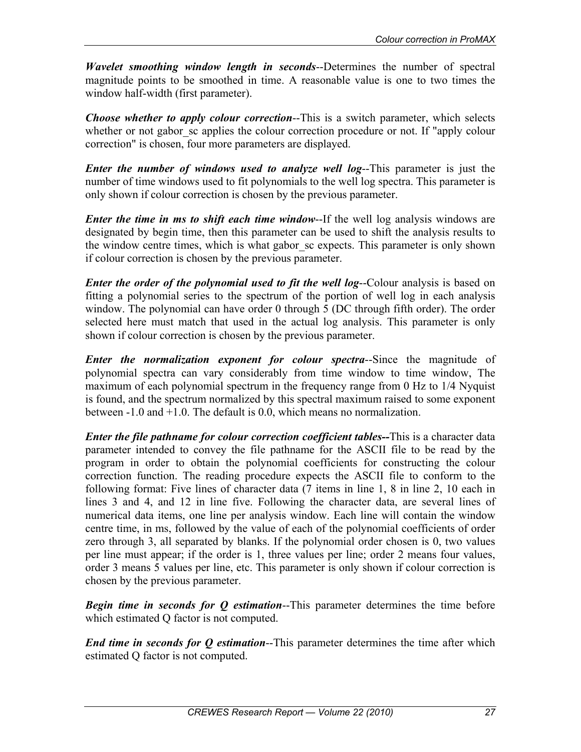***Wavelet smoothing window length in seconds***--Determines the number of spectral magnitude points to be smoothed in time. A reasonable value is one to two times the window half-width (first parameter).

***Choose whether to apply colour correction***--This is a switch parameter, which selects whether or not gabor_sc applies the colour correction procedure or not. If "apply colour correction" is chosen, four more parameters are displayed.

***Enter the number of windows used to analyze well log***--This parameter is just the number of time windows used to fit polynomials to the well log spectra. This parameter is only shown if colour correction is chosen by the previous parameter.

***Enter the time in ms to shift each time window***--If the well log analysis windows are designated by begin time, then this parameter can be used to shift the analysis results to the window centre times, which is what gabor_sc expects. This parameter is only shown if colour correction is chosen by the previous parameter.

***Enter the order of the polynomial used to fit the well log***--Colour analysis is based on fitting a polynomial series to the spectrum of the portion of well log in each analysis window. The polynomial can have order 0 through 5 (DC through fifth order). The order selected here must match that used in the actual log analysis. This parameter is only shown if colour correction is chosen by the previous parameter.

***Enter the normalization exponent for colour spectra***--Since the magnitude of polynomial spectra can vary considerably from time window to time window, The maximum of each polynomial spectrum in the frequency range from 0 Hz to 1/4 Nyquist is found, and the spectrum normalized by this spectral maximum raised to some exponent between -1.0 and +1.0. The default is 0.0, which means no normalization.

***Enter the file pathname for colour correction coefficient tables--***This is a character data parameter intended to convey the file pathname for the ASCII file to be read by the program in order to obtain the polynomial coefficients for constructing the colour correction function. The reading procedure expects the ASCII file to conform to the following format: Five lines of character data (7 items in line 1, 8 in line 2, 10 each in lines 3 and 4, and 12 in line five. Following the character data, are several lines of numerical data items, one line per analysis window. Each line will contain the window centre time, in ms, followed by the value of each of the polynomial coefficients of order zero through 3, all separated by blanks. If the polynomial order chosen is 0, two values per line must appear; if the order is 1, three values per line; order 2 means four values, order 3 means 5 values per line, etc. This parameter is only shown if colour correction is chosen by the previous parameter.

***Begin time in seconds for Q estimation***--This parameter determines the time before which estimated Q factor is not computed.

***End time in seconds for Q estimation***--This parameter determines the time after which estimated Q factor is not computed.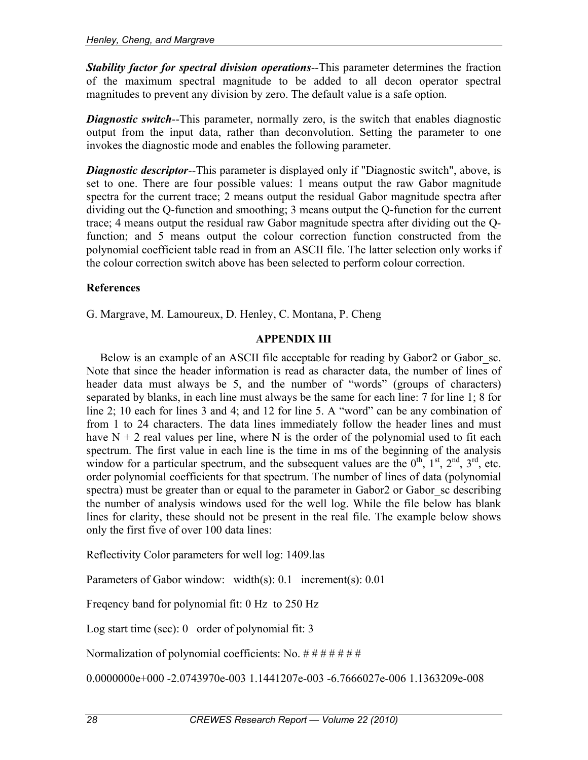***Stability factor for spectral division operations***--This parameter determines the fraction of the maximum spectral magnitude to be added to all decon operator spectral magnitudes to prevent any division by zero. The default value is a safe option.

***Diagnostic switch***--This parameter, normally zero, is the switch that enables diagnostic output from the input data, rather than deconvolution. Setting the parameter to one invokes the diagnostic mode and enables the following parameter.

***Diagnostic descriptor***--This parameter is displayed only if "Diagnostic switch", above, is set to one. There are four possible values: 1 means output the raw Gabor magnitude spectra for the current trace; 2 means output the residual Gabor magnitude spectra after dividing out the Q-function and smoothing; 3 means output the Q-function for the current trace; 4 means output the residual raw Gabor magnitude spectra after dividing out the Q-function; and 5 means output the colour correction function constructed from the polynomial coefficient table read in from an ASCII file. The latter selection only works if the colour correction switch above has been selected to perform colour correction.

## References

G. Margrave, M. Lamoureux, D. Henley, C. Montana, P. Cheng

## APPENDIX III

Below is an example of an ASCII file acceptable for reading by Gabor2 or Gabor_sc. Note that since the header information is read as character data, the number of lines of header data must always be 5, and the number of "words" (groups of characters) separated by blanks, in each line must always be the same for each line: 7 for line 1; 8 for line 2; 10 each for lines 3 and 4; and 12 for line 5. A "word" can be any combination of from 1 to 24 characters. The data lines immediately follow the header lines and must have N + 2 real values per line, where N is the order of the polynomial used to fit each spectrum. The first value in each line is the time in ms of the beginning of the analysis window for a particular spectrum, and the subsequent values are the 0$^{th}$, 1$^{st}$, 2$^{nd}$, 3$^{rd}$, etc. order polynomial coefficients for that spectrum. The number of lines of data (polynomial spectra) must be greater than or equal to the parameter in Gabor2 or Gabor_sc describing the number of analysis windows used for the well log. While the file below has blank lines for clarity, these should not be present in the real file. The example below shows only the first five of over 100 data lines:

Reflectivity Color parameters for well log: 1409.las

Parameters of Gabor window:   width(s): 0.1   increment(s): 0.01

Freqency band for polynomial fit: 0 Hz  to 250 Hz

Log start time (sec): 0   order of polynomial fit: 3

Normalization of polynomial coefficients: No. # # # # # # #

0.0000000e+000 -2.0743970e-003 1.1441207e-003 -6.7666027e-006 1.1363209e-008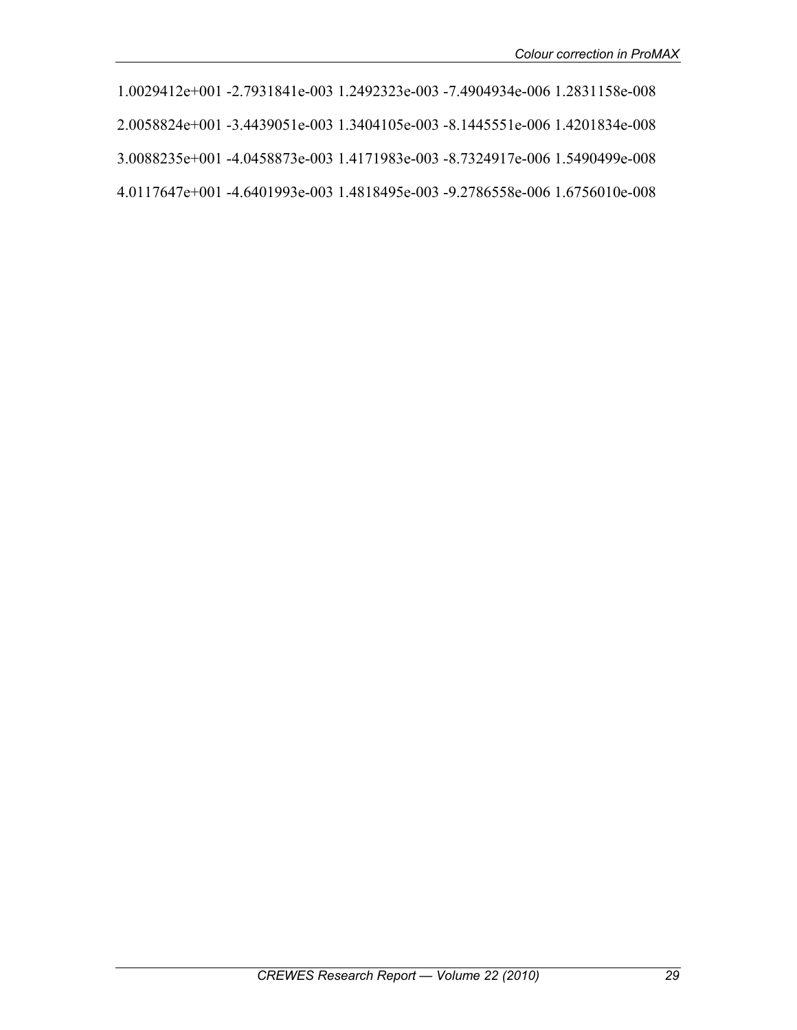1.0029412e+001 -2.7931841e-003 1.2492323e-003 -7.4904934e-006 1.2831158e-008

2.0058824e+001 -3.4439051e-003 1.3404105e-003 -8.1445551e-006 1.4201834e-008

3.0088235e+001 -4.0458873e-003 1.4171983e-003 -8.7324917e-006 1.5490499e-008

4.0117647e+001 -4.6401993e-003 1.4818495e-003 -9.2786558e-006 1.6756010e-008